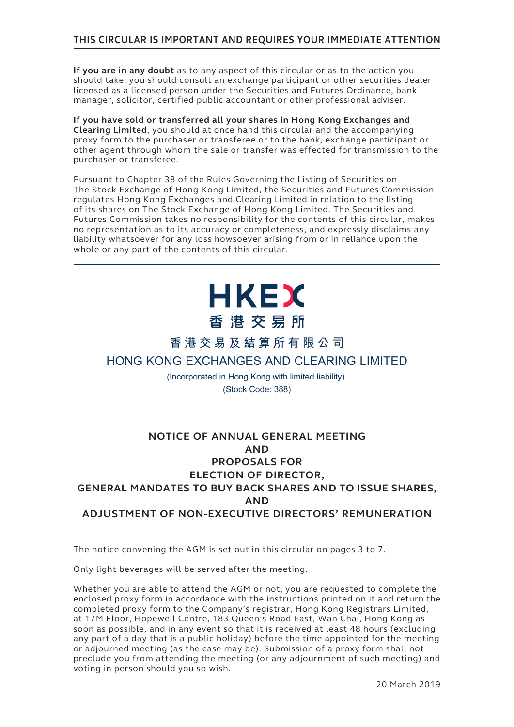# THIS CIRCULAR IS IMPORTANT AND REQUIRES YOUR IMMEDIATE ATTENTION

**If you are in any doubt** as to any aspect of this circular or as to the action you should take, you should consult an exchange participant or other securities dealer licensed as a licensed person under the Securities and Futures Ordinance, bank manager, solicitor, certified public accountant or other professional adviser.

**If you have sold or transferred all your shares in Hong Kong Exchanges and Clearing Limited**, you should at once hand this circular and the accompanying proxy form to the purchaser or transferee or to the bank, exchange participant or other agent through whom the sale or transfer was effected for transmission to the purchaser or transferee.

Pursuant to Chapter 38 of the Rules Governing the Listing of Securities on The Stock Exchange of Hong Kong Limited, the Securities and Futures Commission regulates Hong Kong Exchanges and Clearing Limited in relation to the listing of its shares on The Stock Exchange of Hong Kong Limited. The Securities and Futures Commission takes no responsibility for the contents of this circular, makes no representation as to its accuracy or completeness, and expressly disclaims any liability whatsoever for any loss howsoever arising from or in reliance upon the whole or any part of the contents of this circular.

HKEX
香 港 交 易 所

香 港 交 易 及 結 算 所 有 限 公 司

HONG KONG EXCHANGES AND CLEARING LIMITED

(Incorporated in Hong Kong with limited liability)

(Stock Code: 388)

## NOTICE OF ANNUAL GENERAL MEETING AND PROPOSALS FOR ELECTION OF DIRECTOR, GENERAL MANDATES TO BUY BACK SHARES AND TO ISSUE SHARES, AND ADJUSTMENT OF NON-EXECUTIVE DIRECTORS' REMUNERATION

The notice convening the AGM is set out in this circular on pages 3 to 7.

Only light beverages will be served after the meeting.

Whether you are able to attend the AGM or not, you are requested to complete the enclosed proxy form in accordance with the instructions printed on it and return the completed proxy form to the Company's registrar, Hong Kong Registrars Limited, at 17M Floor, Hopewell Centre, 183 Queen's Road East, Wan Chai, Hong Kong as soon as possible, and in any event so that it is received at least 48 hours (excluding any part of a day that is a public holiday) before the time appointed for the meeting or adjourned meeting (as the case may be). Submission of a proxy form shall not preclude you from attending the meeting (or any adjournment of such meeting) and voting in person should you so wish.

20 March 2019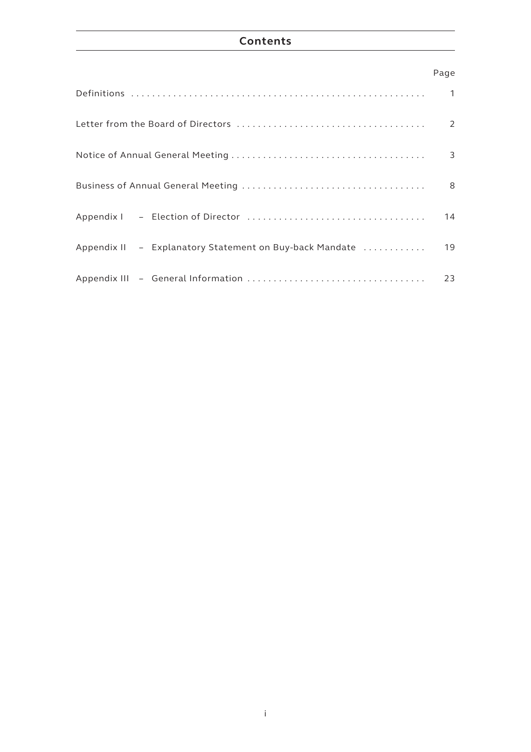# Contents

| | Page |
|---|---|
| Definitions | 1 |
| Letter from the Board of Directors | 2 |
| Notice of Annual General Meeting | 3 |
| Business of Annual General Meeting | 8 |
| Appendix I – Election of Director | 14 |
| Appendix II – Explanatory Statement on Buy-back Mandate | 19 |
| Appendix III – General Information | 23 |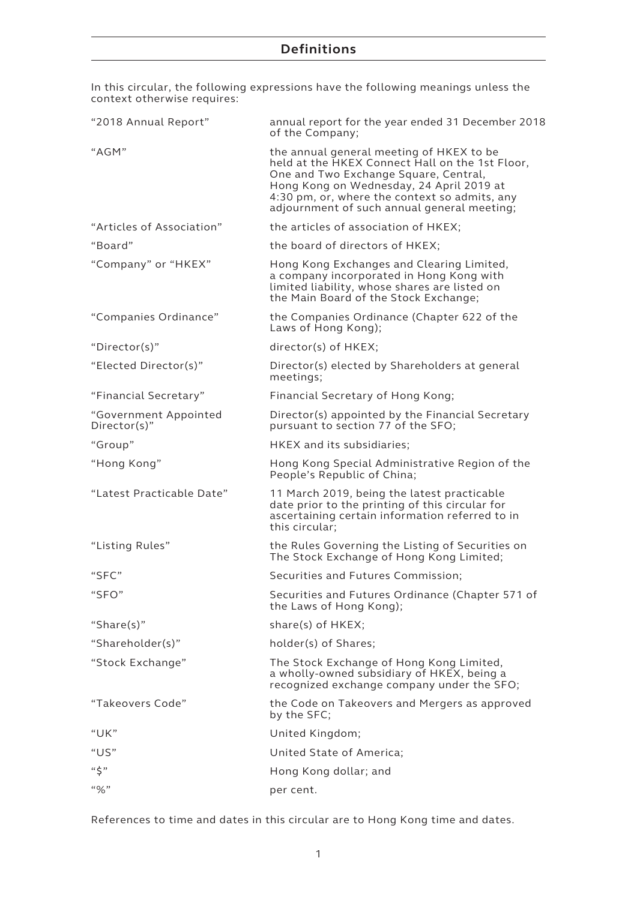# Definitions

In this circular, the following expressions have the following meanings unless the context otherwise requires:

| | |
|---|---|
| "2018 Annual Report" | annual report for the year ended 31 December 2018 of the Company; |
| "AGM" | the annual general meeting of HKEX to be held at the HKEX Connect Hall on the 1st Floor, One and Two Exchange Square, Central, Hong Kong on Wednesday, 24 April 2019 at 4:30 pm, or, where the context so admits, any adjournment of such annual general meeting; |
| "Articles of Association" | the articles of association of HKEX; |
| "Board" | the board of directors of HKEX; |
| "Company" or "HKEX" | Hong Kong Exchanges and Clearing Limited, a company incorporated in Hong Kong with limited liability, whose shares are listed on the Main Board of the Stock Exchange; |
| "Companies Ordinance" | the Companies Ordinance (Chapter 622 of the Laws of Hong Kong); |
| "Director(s)" | director(s) of HKEX; |
| "Elected Director(s)" | Director(s) elected by Shareholders at general meetings; |
| "Financial Secretary" | Financial Secretary of Hong Kong; |
| "Government Appointed Director(s)" | Director(s) appointed by the Financial Secretary pursuant to section 77 of the SFO; |
| "Group" | HKEX and its subsidiaries; |
| "Hong Kong" | Hong Kong Special Administrative Region of the People's Republic of China; |
| "Latest Practicable Date" | 11 March 2019, being the latest practicable date prior to the printing of this circular for ascertaining certain information referred to in this circular; |
| "Listing Rules" | the Rules Governing the Listing of Securities on The Stock Exchange of Hong Kong Limited; |
| "SFC" | Securities and Futures Commission; |
| "SFO" | Securities and Futures Ordinance (Chapter 571 of the Laws of Hong Kong); |
| "Share(s)" | share(s) of HKEX; |
| "Shareholder(s)" | holder(s) of Shares; |
| "Stock Exchange" | The Stock Exchange of Hong Kong Limited, a wholly-owned subsidiary of HKEX, being a recognized exchange company under the SFO; |
| "Takeovers Code" | the Code on Takeovers and Mergers as approved by the SFC; |
| "UK" | United Kingdom; |
| "US" | United State of America; |
| "$" | Hong Kong dollar; and |
| "%" | per cent. |

References to time and dates in this circular are to Hong Kong time and dates.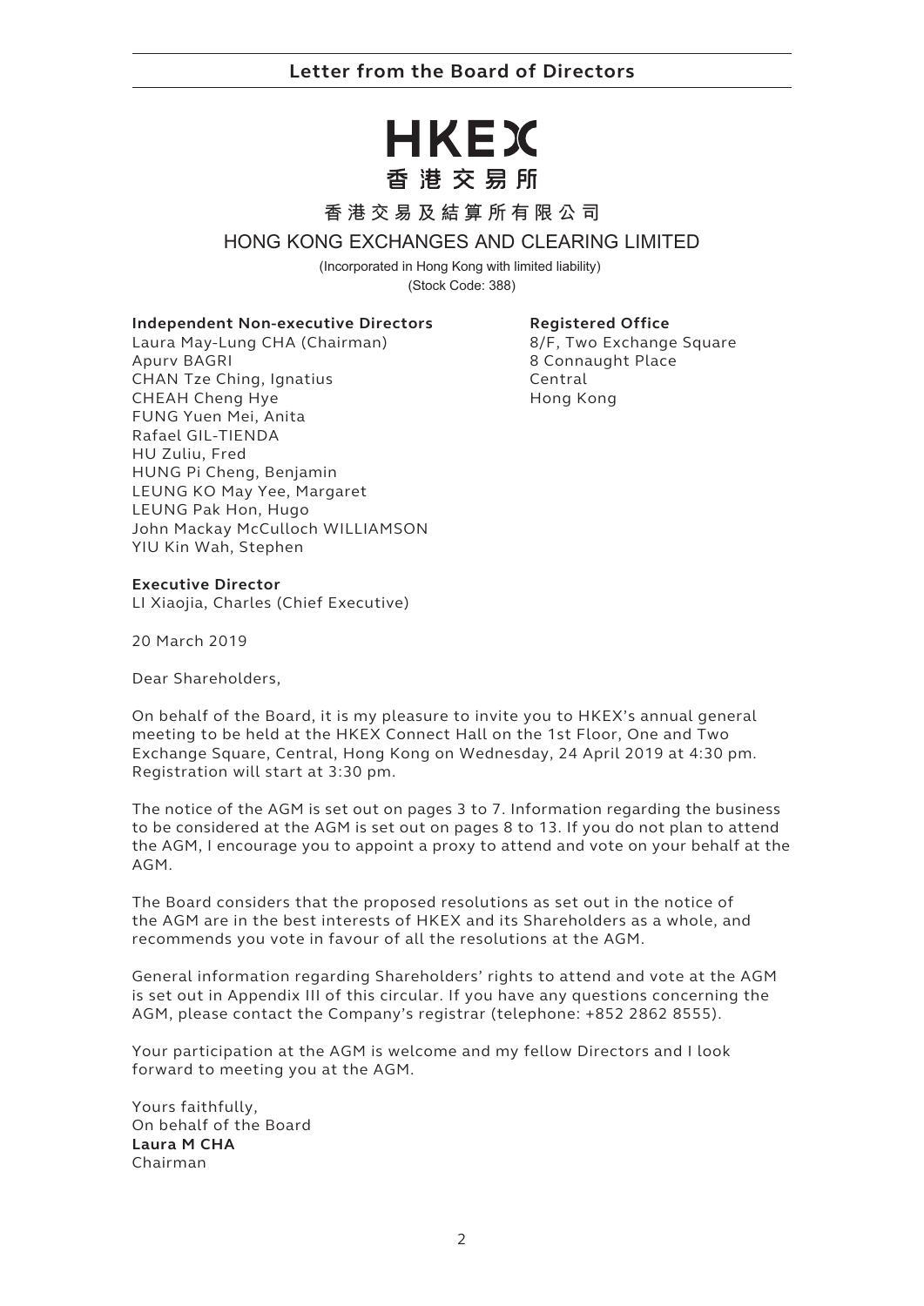# Letter from the Board of Directors

HKEX
香港交易所

香港交易及結算所有限公司
HONG KONG EXCHANGES AND CLEARING LIMITED
(Incorporated in Hong Kong with limited liability)
(Stock Code: 388)

**Independent Non-executive Directors**
Laura May-Lung CHA (Chairman)
Apurv BAGRI
CHAN Tze Ching, Ignatius
CHEAH Cheng Hye
FUNG Yuen Mei, Anita
Rafael GIL-TIENDA
HU Zuliu, Fred
HUNG Pi Cheng, Benjamin
LEUNG KO May Yee, Margaret
LEUNG Pak Hon, Hugo
John Mackay McCulloch WILLIAMSON
YIU Kin Wah, Stephen

**Registered Office**
8/F, Two Exchange Square
8 Connaught Place
Central
Hong Kong

**Executive Director**
LI Xiaojia, Charles (Chief Executive)

20 March 2019

Dear Shareholders,

On behalf of the Board, it is my pleasure to invite you to HKEX's annual general meeting to be held at the HKEX Connect Hall on the 1st Floor, One and Two Exchange Square, Central, Hong Kong on Wednesday, 24 April 2019 at 4:30 pm. Registration will start at 3:30 pm.

The notice of the AGM is set out on pages 3 to 7. Information regarding the business to be considered at the AGM is set out on pages 8 to 13. If you do not plan to attend the AGM, I encourage you to appoint a proxy to attend and vote on your behalf at the AGM.

The Board considers that the proposed resolutions as set out in the notice of the AGM are in the best interests of HKEX and its Shareholders as a whole, and recommends you vote in favour of all the resolutions at the AGM.

General information regarding Shareholders' rights to attend and vote at the AGM is set out in Appendix III of this circular. If you have any questions concerning the AGM, please contact the Company's registrar (telephone: +852 2862 8555).

Your participation at the AGM is welcome and my fellow Directors and I look forward to meeting you at the AGM.

Yours faithfully,
On behalf of the Board
**Laura M CHA**
Chairman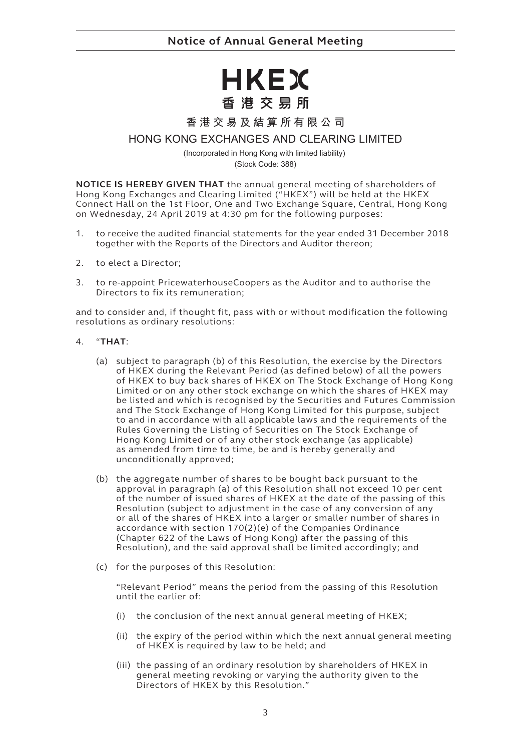# Notice of Annual General Meeting

**HKEX**

**香港交易所**

**香港交易及結算所有限公司**

HONG KONG EXCHANGES AND CLEARING LIMITED

(Incorporated in Hong Kong with limited liability)

(Stock Code: 388)

**NOTICE IS HEREBY GIVEN THAT** the annual general meeting of shareholders of Hong Kong Exchanges and Clearing Limited ("HKEX") will be held at the HKEX Connect Hall on the 1st Floor, One and Two Exchange Square, Central, Hong Kong on Wednesday, 24 April 2019 at 4:30 pm for the following purposes:

1. to receive the audited financial statements for the year ended 31 December 2018 together with the Reports of the Directors and Auditor thereon;

2. to elect a Director;

3. to re-appoint PricewaterhouseCoopers as the Auditor and to authorise the Directors to fix its remuneration;

and to consider and, if thought fit, pass with or without modification the following resolutions as ordinary resolutions:

4. "**THAT**:

   (a) subject to paragraph (b) of this Resolution, the exercise by the Directors of HKEX during the Relevant Period (as defined below) of all the powers of HKEX to buy back shares of HKEX on The Stock Exchange of Hong Kong Limited or on any other stock exchange on which the shares of HKEX may be listed and which is recognised by the Securities and Futures Commission and The Stock Exchange of Hong Kong Limited for this purpose, subject to and in accordance with all applicable laws and the requirements of the Rules Governing the Listing of Securities on The Stock Exchange of Hong Kong Limited or of any other stock exchange (as applicable) as amended from time to time, be and is hereby generally and unconditionally approved;

   (b) the aggregate number of shares to be bought back pursuant to the approval in paragraph (a) of this Resolution shall not exceed 10 per cent of the number of issued shares of HKEX at the date of the passing of this Resolution (subject to adjustment in the case of any conversion of any or all of the shares of HKEX into a larger or smaller number of shares in accordance with section 170(2)(e) of the Companies Ordinance (Chapter 622 of the Laws of Hong Kong) after the passing of this Resolution), and the said approval shall be limited accordingly; and

   (c) for the purposes of this Resolution:

   "Relevant Period" means the period from the passing of this Resolution until the earlier of:

   (i) the conclusion of the next annual general meeting of HKEX;

   (ii) the expiry of the period within which the next annual general meeting of HKEX is required by law to be held; and

   (iii) the passing of an ordinary resolution by shareholders of HKEX in general meeting revoking or varying the authority given to the Directors of HKEX by this Resolution."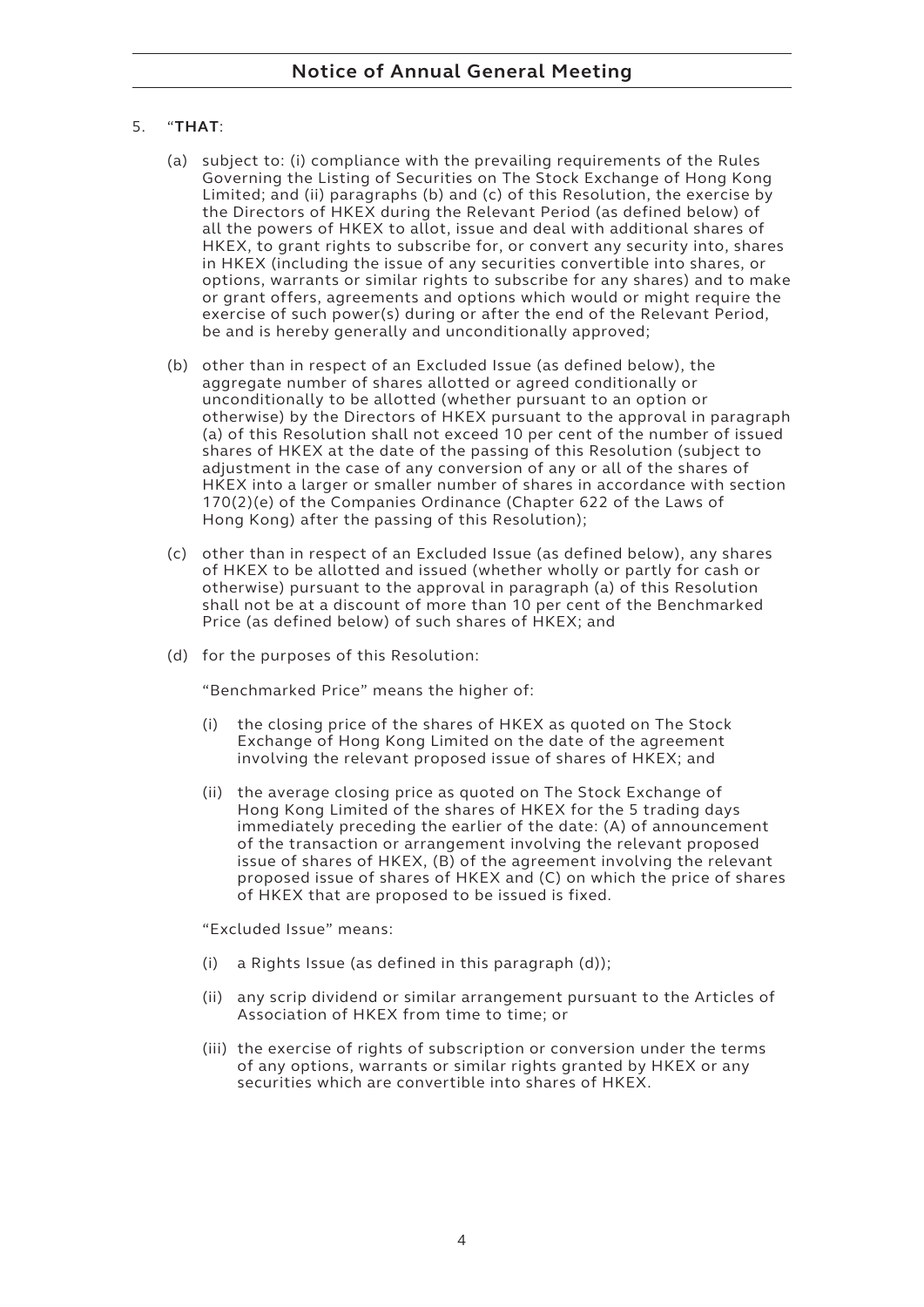5. "**THAT**:

   (a) subject to: (i) compliance with the prevailing requirements of the Rules Governing the Listing of Securities on The Stock Exchange of Hong Kong Limited; and (ii) paragraphs (b) and (c) of this Resolution, the exercise by the Directors of HKEX during the Relevant Period (as defined below) of all the powers of HKEX to allot, issue and deal with additional shares of HKEX, to grant rights to subscribe for, or convert any security into, shares in HKEX (including the issue of any securities convertible into shares, or options, warrants or similar rights to subscribe for any shares) and to make or grant offers, agreements and options which would or might require the exercise of such power(s) during or after the end of the Relevant Period, be and is hereby generally and unconditionally approved;

   (b) other than in respect of an Excluded Issue (as defined below), the aggregate number of shares allotted or agreed conditionally or unconditionally to be allotted (whether pursuant to an option or otherwise) by the Directors of HKEX pursuant to the approval in paragraph (a) of this Resolution shall not exceed 10 per cent of the number of issued shares of HKEX at the date of the passing of this Resolution (subject to adjustment in the case of any conversion of any or all of the shares of HKEX into a larger or smaller number of shares in accordance with section 170(2)(e) of the Companies Ordinance (Chapter 622 of the Laws of Hong Kong) after the passing of this Resolution);

   (c) other than in respect of an Excluded Issue (as defined below), any shares of HKEX to be allotted and issued (whether wholly or partly for cash or otherwise) pursuant to the approval in paragraph (a) of this Resolution shall not be at a discount of more than 10 per cent of the Benchmarked Price (as defined below) of such shares of HKEX; and

   (d) for the purposes of this Resolution:

   "Benchmarked Price" means the higher of:

   (i) the closing price of the shares of HKEX as quoted on The Stock Exchange of Hong Kong Limited on the date of the agreement involving the relevant proposed issue of shares of HKEX; and

   (ii) the average closing price as quoted on The Stock Exchange of Hong Kong Limited of the shares of HKEX for the 5 trading days immediately preceding the earlier of the date: (A) of announcement of the transaction or arrangement involving the relevant proposed issue of shares of HKEX, (B) of the agreement involving the relevant proposed issue of shares of HKEX and (C) on which the price of shares of HKEX that are proposed to be issued is fixed.

   "Excluded Issue" means:

   (i) a Rights Issue (as defined in this paragraph (d));

   (ii) any scrip dividend or similar arrangement pursuant to the Articles of Association of HKEX from time to time; or

   (iii) the exercise of rights of subscription or conversion under the terms of any options, warrants or similar rights granted by HKEX or any securities which are convertible into shares of HKEX.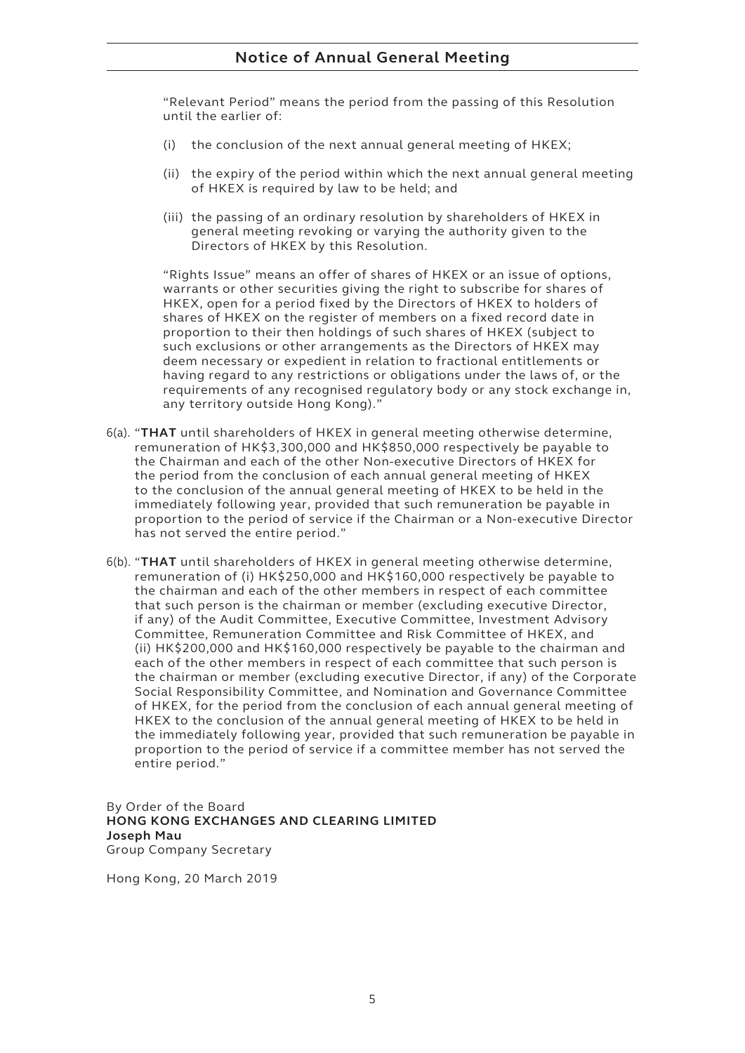"Relevant Period" means the period from the passing of this Resolution until the earlier of:

(i) the conclusion of the next annual general meeting of HKEX;

(ii) the expiry of the period within which the next annual general meeting of HKEX is required by law to be held; and

(iii) the passing of an ordinary resolution by shareholders of HKEX in general meeting revoking or varying the authority given to the Directors of HKEX by this Resolution.

"Rights Issue" means an offer of shares of HKEX or an issue of options, warrants or other securities giving the right to subscribe for shares of HKEX, open for a period fixed by the Directors of HKEX to holders of shares of HKEX on the register of members on a fixed record date in proportion to their then holdings of such shares of HKEX (subject to such exclusions or other arrangements as the Directors of HKEX may deem necessary or expedient in relation to fractional entitlements or having regard to any restrictions or obligations under the laws of, or the requirements of any recognised regulatory body or any stock exchange in, any territory outside Hong Kong)."

6(a). "**THAT** until shareholders of HKEX in general meeting otherwise determine, remuneration of HK$3,300,000 and HK$850,000 respectively be payable to the Chairman and each of the other Non-executive Directors of HKEX for the period from the conclusion of each annual general meeting of HKEX to the conclusion of the annual general meeting of HKEX to be held in the immediately following year, provided that such remuneration be payable in proportion to the period of service if the Chairman or a Non-executive Director has not served the entire period."

6(b). "**THAT** until shareholders of HKEX in general meeting otherwise determine, remuneration of (i) HK$250,000 and HK$160,000 respectively be payable to the chairman and each of the other members in respect of each committee that such person is the chairman or member (excluding executive Director, if any) of the Audit Committee, Executive Committee, Investment Advisory Committee, Remuneration Committee and Risk Committee of HKEX, and (ii) HK$200,000 and HK$160,000 respectively be payable to the chairman and each of the other members in respect of each committee that such person is the chairman or member (excluding executive Director, if any) of the Corporate Social Responsibility Committee, and Nomination and Governance Committee of HKEX, for the period from the conclusion of each annual general meeting of HKEX to the conclusion of the annual general meeting of HKEX to be held in the immediately following year, provided that such remuneration be payable in proportion to the period of service if a committee member has not served the entire period."

By Order of the Board
**HONG KONG EXCHANGES AND CLEARING LIMITED**
**Joseph Mau**
Group Company Secretary

Hong Kong, 20 March 2019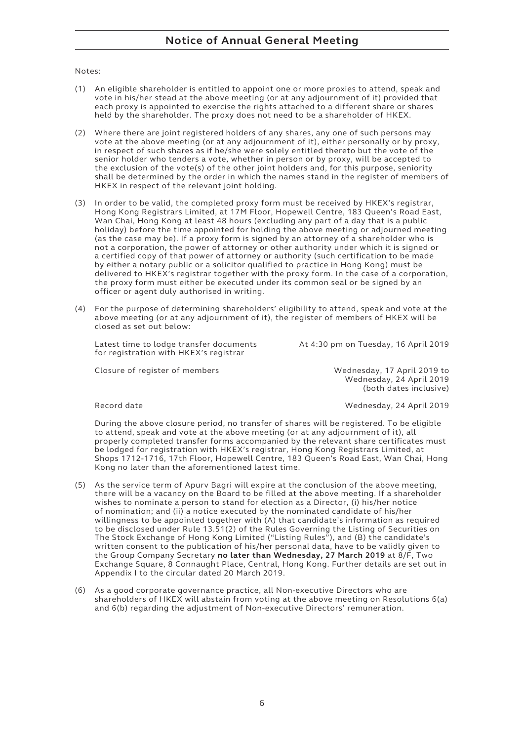# Notice of Annual General Meeting

Notes:

(1) An eligible shareholder is entitled to appoint one or more proxies to attend, speak and vote in his/her stead at the above meeting (or at any adjournment of it) provided that each proxy is appointed to exercise the rights attached to a different share or shares held by the shareholder. The proxy does not need to be a shareholder of HKEX.

(2) Where there are joint registered holders of any shares, any one of such persons may vote at the above meeting (or at any adjournment of it), either personally or by proxy, in respect of such shares as if he/she were solely entitled thereto but the vote of the senior holder who tenders a vote, whether in person or by proxy, will be accepted to the exclusion of the vote(s) of the other joint holders and, for this purpose, seniority shall be determined by the order in which the names stand in the register of members of HKEX in respect of the relevant joint holding.

(3) In order to be valid, the completed proxy form must be received by HKEX's registrar, Hong Kong Registrars Limited, at 17M Floor, Hopewell Centre, 183 Queen's Road East, Wan Chai, Hong Kong at least 48 hours (excluding any part of a day that is a public holiday) before the time appointed for holding the above meeting or adjourned meeting (as the case may be). If a proxy form is signed by an attorney of a shareholder who is not a corporation, the power of attorney or other authority under which it is signed or a certified copy of that power of attorney or authority (such certification to be made by either a notary public or a solicitor qualified to practice in Hong Kong) must be delivered to HKEX's registrar together with the proxy form. In the case of a corporation, the proxy form must either be executed under its common seal or be signed by an officer or agent duly authorised in writing.

(4) For the purpose of determining shareholders' eligibility to attend, speak and vote at the above meeting (or at any adjournment of it), the register of members of HKEX will be closed as set out below:

| | |
|---|---|
| Latest time to lodge transfer documents for registration with HKEX's registrar | At 4:30 pm on Tuesday, 16 April 2019 |
| Closure of register of members | Wednesday, 17 April 2019 to Wednesday, 24 April 2019 (both dates inclusive) |
| Record date | Wednesday, 24 April 2019 |

During the above closure period, no transfer of shares will be registered. To be eligible to attend, speak and vote at the above meeting (or at any adjournment of it), all properly completed transfer forms accompanied by the relevant share certificates must be lodged for registration with HKEX's registrar, Hong Kong Registrars Limited, at Shops 1712-1716, 17th Floor, Hopewell Centre, 183 Queen's Road East, Wan Chai, Hong Kong no later than the aforementioned latest time.

(5) As the service term of Apurv Bagri will expire at the conclusion of the above meeting, there will be a vacancy on the Board to be filled at the above meeting. If a shareholder wishes to nominate a person to stand for election as a Director, (i) his/her notice of nomination; and (ii) a notice executed by the nominated candidate of his/her willingness to be appointed together with (A) that candidate's information as required to be disclosed under Rule 13.51(2) of the Rules Governing the Listing of Securities on The Stock Exchange of Hong Kong Limited ("Listing Rules"), and (B) the candidate's written consent to the publication of his/her personal data, have to be validly given to the Group Company Secretary **no later than Wednesday, 27 March 2019** at 8/F, Two Exchange Square, 8 Connaught Place, Central, Hong Kong. Further details are set out in Appendix I to the circular dated 20 March 2019.

(6) As a good corporate governance practice, all Non-executive Directors who are shareholders of HKEX will abstain from voting at the above meeting on Resolutions 6(a) and 6(b) regarding the adjustment of Non-executive Directors' remuneration.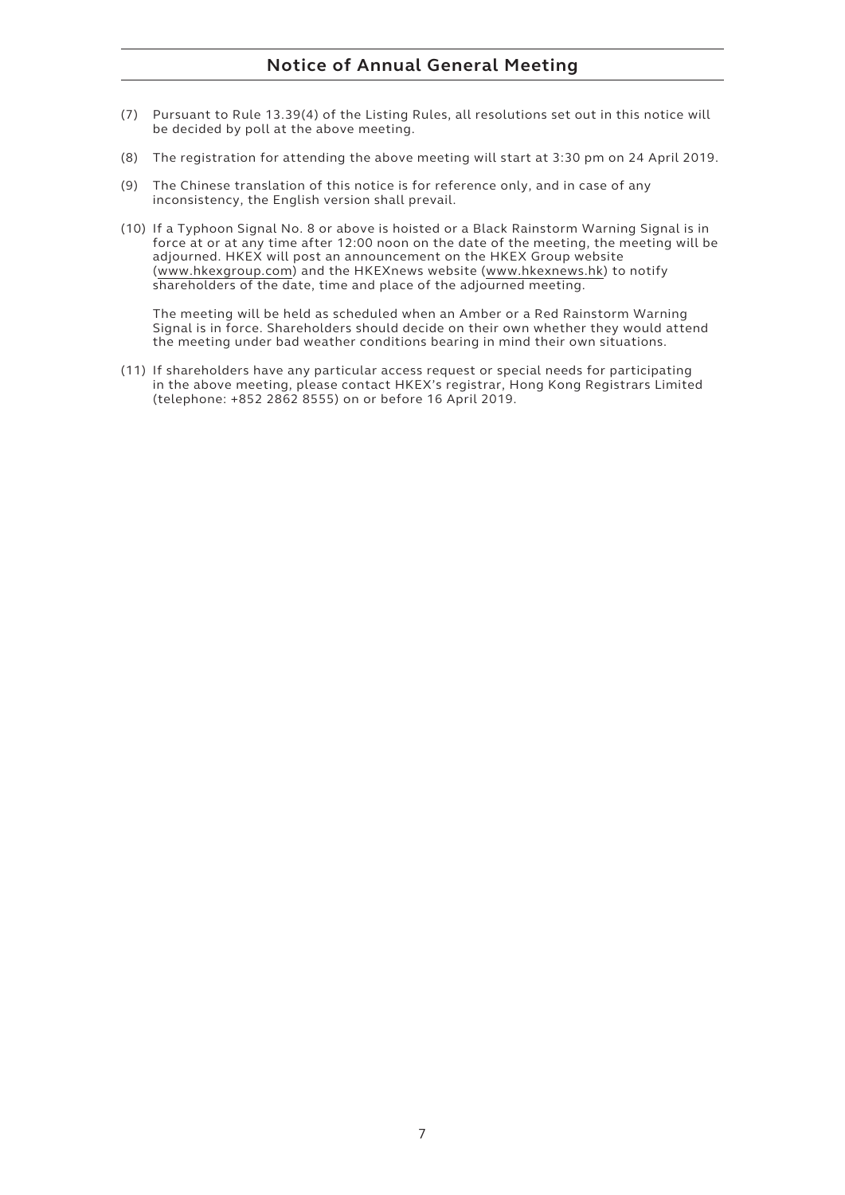(7) Pursuant to Rule 13.39(4) of the Listing Rules, all resolutions set out in this notice will be decided by poll at the above meeting.

(8) The registration for attending the above meeting will start at 3:30 pm on 24 April 2019.

(9) The Chinese translation of this notice is for reference only, and in case of any inconsistency, the English version shall prevail.

(10) If a Typhoon Signal No. 8 or above is hoisted or a Black Rainstorm Warning Signal is in force at or at any time after 12:00 noon on the date of the meeting, the meeting will be adjourned. HKEX will post an announcement on the HKEX Group website (www.hkexgroup.com) and the HKEXnews website (www.hkexnews.hk) to notify shareholders of the date, time and place of the adjourned meeting.

The meeting will be held as scheduled when an Amber or a Red Rainstorm Warning Signal is in force. Shareholders should decide on their own whether they would attend the meeting under bad weather conditions bearing in mind their own situations.

(11) If shareholders have any particular access request or special needs for participating in the above meeting, please contact HKEX's registrar, Hong Kong Registrars Limited (telephone: +852 2862 8555) on or before 16 April 2019.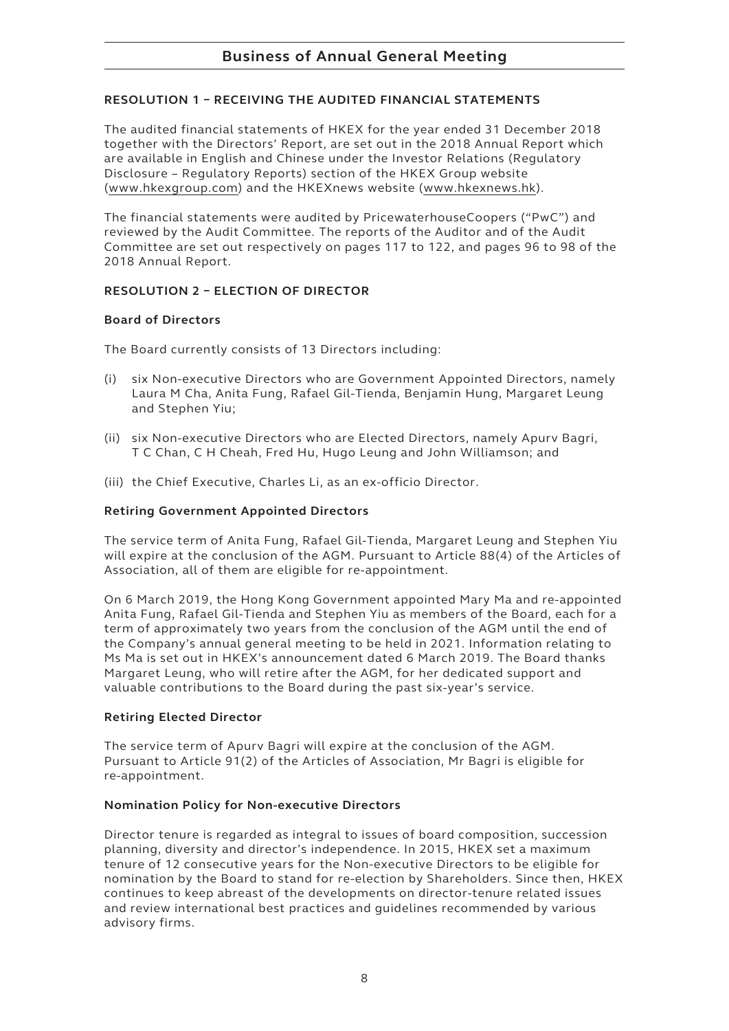# Business of Annual General Meeting

## RESOLUTION 1 – RECEIVING THE AUDITED FINANCIAL STATEMENTS

The audited financial statements of HKEX for the year ended 31 December 2018 together with the Directors' Report, are set out in the 2018 Annual Report which are available in English and Chinese under the Investor Relations (Regulatory Disclosure – Regulatory Reports) section of the HKEX Group website (www.hkexgroup.com) and the HKEXnews website (www.hkexnews.hk).

The financial statements were audited by PricewaterhouseCoopers ("PwC") and reviewed by the Audit Committee. The reports of the Auditor and of the Audit Committee are set out respectively on pages 117 to 122, and pages 96 to 98 of the 2018 Annual Report.

## RESOLUTION 2 – ELECTION OF DIRECTOR

### Board of Directors

The Board currently consists of 13 Directors including:

(i) six Non-executive Directors who are Government Appointed Directors, namely Laura M Cha, Anita Fung, Rafael Gil-Tienda, Benjamin Hung, Margaret Leung and Stephen Yiu;

(ii) six Non-executive Directors who are Elected Directors, namely Apurv Bagri, T C Chan, C H Cheah, Fred Hu, Hugo Leung and John Williamson; and

(iii) the Chief Executive, Charles Li, as an ex-officio Director.

### Retiring Government Appointed Directors

The service term of Anita Fung, Rafael Gil-Tienda, Margaret Leung and Stephen Yiu will expire at the conclusion of the AGM. Pursuant to Article 88(4) of the Articles of Association, all of them are eligible for re-appointment.

On 6 March 2019, the Hong Kong Government appointed Mary Ma and re-appointed Anita Fung, Rafael Gil-Tienda and Stephen Yiu as members of the Board, each for a term of approximately two years from the conclusion of the AGM until the end of the Company's annual general meeting to be held in 2021. Information relating to Ms Ma is set out in HKEX's announcement dated 6 March 2019. The Board thanks Margaret Leung, who will retire after the AGM, for her dedicated support and valuable contributions to the Board during the past six-year's service.

### Retiring Elected Director

The service term of Apurv Bagri will expire at the conclusion of the AGM. Pursuant to Article 91(2) of the Articles of Association, Mr Bagri is eligible for re-appointment.

### Nomination Policy for Non-executive Directors

Director tenure is regarded as integral to issues of board composition, succession planning, diversity and director's independence. In 2015, HKEX set a maximum tenure of 12 consecutive years for the Non-executive Directors to be eligible for nomination by the Board to stand for re-election by Shareholders. Since then, HKEX continues to keep abreast of the developments on director-tenure related issues and review international best practices and guidelines recommended by various advisory firms.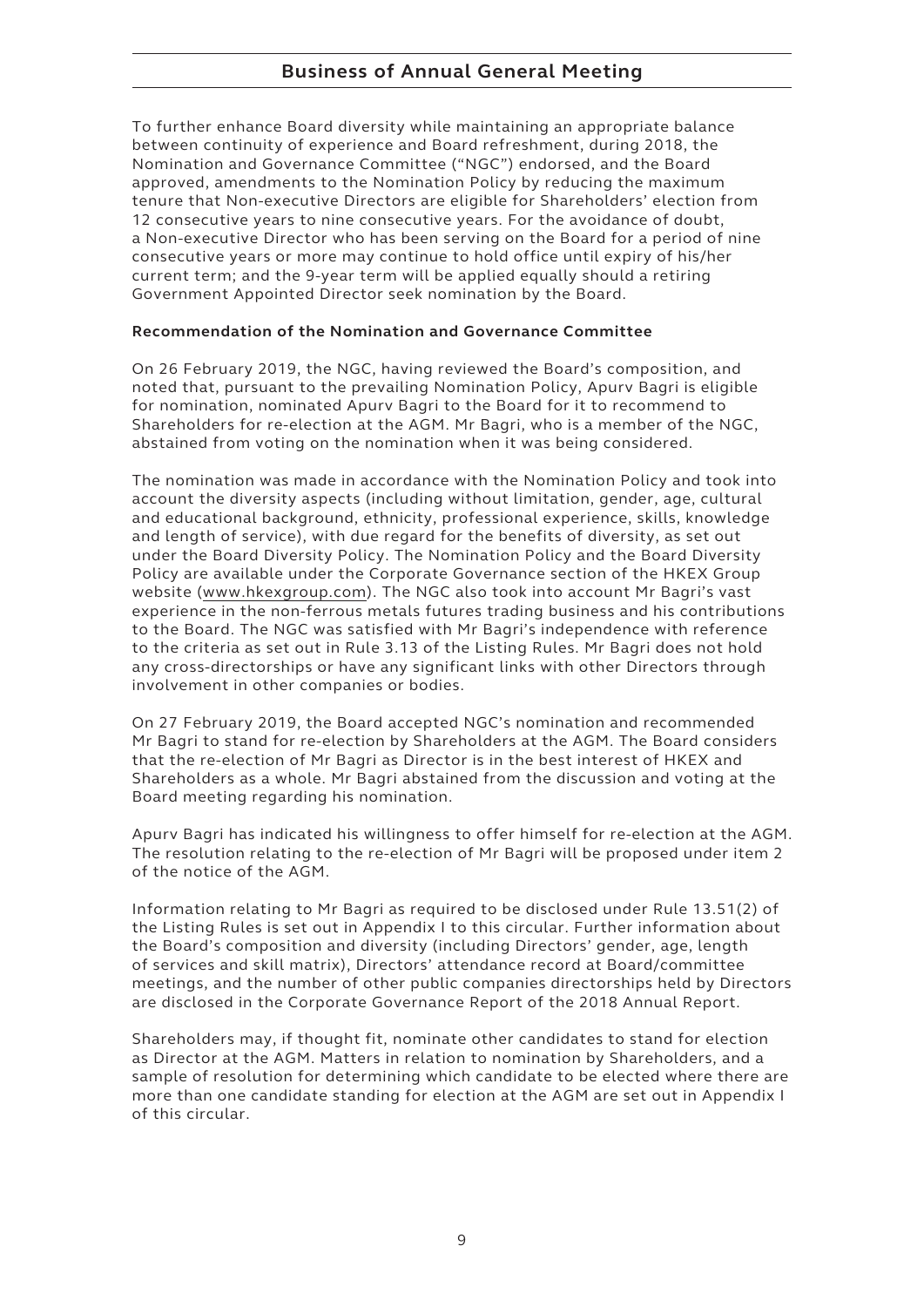To further enhance Board diversity while maintaining an appropriate balance between continuity of experience and Board refreshment, during 2018, the Nomination and Governance Committee ("NGC") endorsed, and the Board approved, amendments to the Nomination Policy by reducing the maximum tenure that Non-executive Directors are eligible for Shareholders' election from 12 consecutive years to nine consecutive years. For the avoidance of doubt, a Non-executive Director who has been serving on the Board for a period of nine consecutive years or more may continue to hold office until expiry of his/her current term; and the 9-year term will be applied equally should a retiring Government Appointed Director seek nomination by the Board.

**Recommendation of the Nomination and Governance Committee**

On 26 February 2019, the NGC, having reviewed the Board's composition, and noted that, pursuant to the prevailing Nomination Policy, Apurv Bagri is eligible for nomination, nominated Apurv Bagri to the Board for it to recommend to Shareholders for re-election at the AGM. Mr Bagri, who is a member of the NGC, abstained from voting on the nomination when it was being considered.

The nomination was made in accordance with the Nomination Policy and took into account the diversity aspects (including without limitation, gender, age, cultural and educational background, ethnicity, professional experience, skills, knowledge and length of service), with due regard for the benefits of diversity, as set out under the Board Diversity Policy. The Nomination Policy and the Board Diversity Policy are available under the Corporate Governance section of the HKEX Group website (www.hkexgroup.com). The NGC also took into account Mr Bagri's vast experience in the non-ferrous metals futures trading business and his contributions to the Board. The NGC was satisfied with Mr Bagri's independence with reference to the criteria as set out in Rule 3.13 of the Listing Rules. Mr Bagri does not hold any cross-directorships or have any significant links with other Directors through involvement in other companies or bodies.

On 27 February 2019, the Board accepted NGC's nomination and recommended Mr Bagri to stand for re-election by Shareholders at the AGM. The Board considers that the re-election of Mr Bagri as Director is in the best interest of HKEX and Shareholders as a whole. Mr Bagri abstained from the discussion and voting at the Board meeting regarding his nomination.

Apurv Bagri has indicated his willingness to offer himself for re-election at the AGM. The resolution relating to the re-election of Mr Bagri will be proposed under item 2 of the notice of the AGM.

Information relating to Mr Bagri as required to be disclosed under Rule 13.51(2) of the Listing Rules is set out in Appendix I to this circular. Further information about the Board's composition and diversity (including Directors' gender, age, length of services and skill matrix), Directors' attendance record at Board/committee meetings, and the number of other public companies directorships held by Directors are disclosed in the Corporate Governance Report of the 2018 Annual Report.

Shareholders may, if thought fit, nominate other candidates to stand for election as Director at the AGM. Matters in relation to nomination by Shareholders, and a sample of resolution for determining which candidate to be elected where there are more than one candidate standing for election at the AGM are set out in Appendix I of this circular.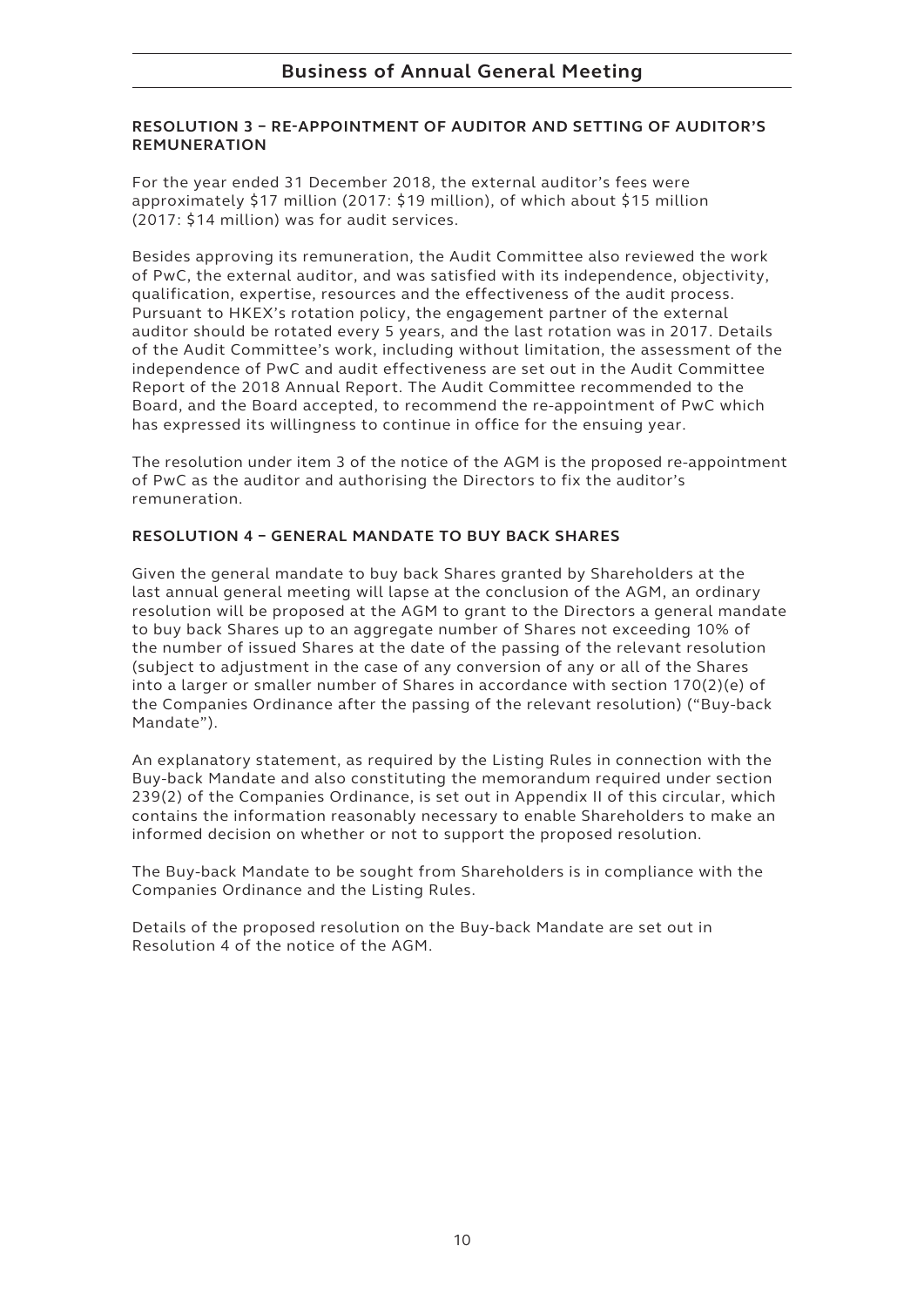## Business of Annual General Meeting

### RESOLUTION 3 – RE-APPOINTMENT OF AUDITOR AND SETTING OF AUDITOR'S REMUNERATION

For the year ended 31 December 2018, the external auditor's fees were approximately $17 million (2017: $19 million), of which about $15 million (2017: $14 million) was for audit services.

Besides approving its remuneration, the Audit Committee also reviewed the work of PwC, the external auditor, and was satisfied with its independence, objectivity, qualification, expertise, resources and the effectiveness of the audit process. Pursuant to HKEX's rotation policy, the engagement partner of the external auditor should be rotated every 5 years, and the last rotation was in 2017. Details of the Audit Committee's work, including without limitation, the assessment of the independence of PwC and audit effectiveness are set out in the Audit Committee Report of the 2018 Annual Report. The Audit Committee recommended to the Board, and the Board accepted, to recommend the re-appointment of PwC which has expressed its willingness to continue in office for the ensuing year.

The resolution under item 3 of the notice of the AGM is the proposed re-appointment of PwC as the auditor and authorising the Directors to fix the auditor's remuneration.

### RESOLUTION 4 – GENERAL MANDATE TO BUY BACK SHARES

Given the general mandate to buy back Shares granted by Shareholders at the last annual general meeting will lapse at the conclusion of the AGM, an ordinary resolution will be proposed at the AGM to grant to the Directors a general mandate to buy back Shares up to an aggregate number of Shares not exceeding 10% of the number of issued Shares at the date of the passing of the relevant resolution (subject to adjustment in the case of any conversion of any or all of the Shares into a larger or smaller number of Shares in accordance with section 170(2)(e) of the Companies Ordinance after the passing of the relevant resolution) ("Buy-back Mandate").

An explanatory statement, as required by the Listing Rules in connection with the Buy-back Mandate and also constituting the memorandum required under section 239(2) of the Companies Ordinance, is set out in Appendix II of this circular, which contains the information reasonably necessary to enable Shareholders to make an informed decision on whether or not to support the proposed resolution.

The Buy-back Mandate to be sought from Shareholders is in compliance with the Companies Ordinance and the Listing Rules.

Details of the proposed resolution on the Buy-back Mandate are set out in Resolution 4 of the notice of the AGM.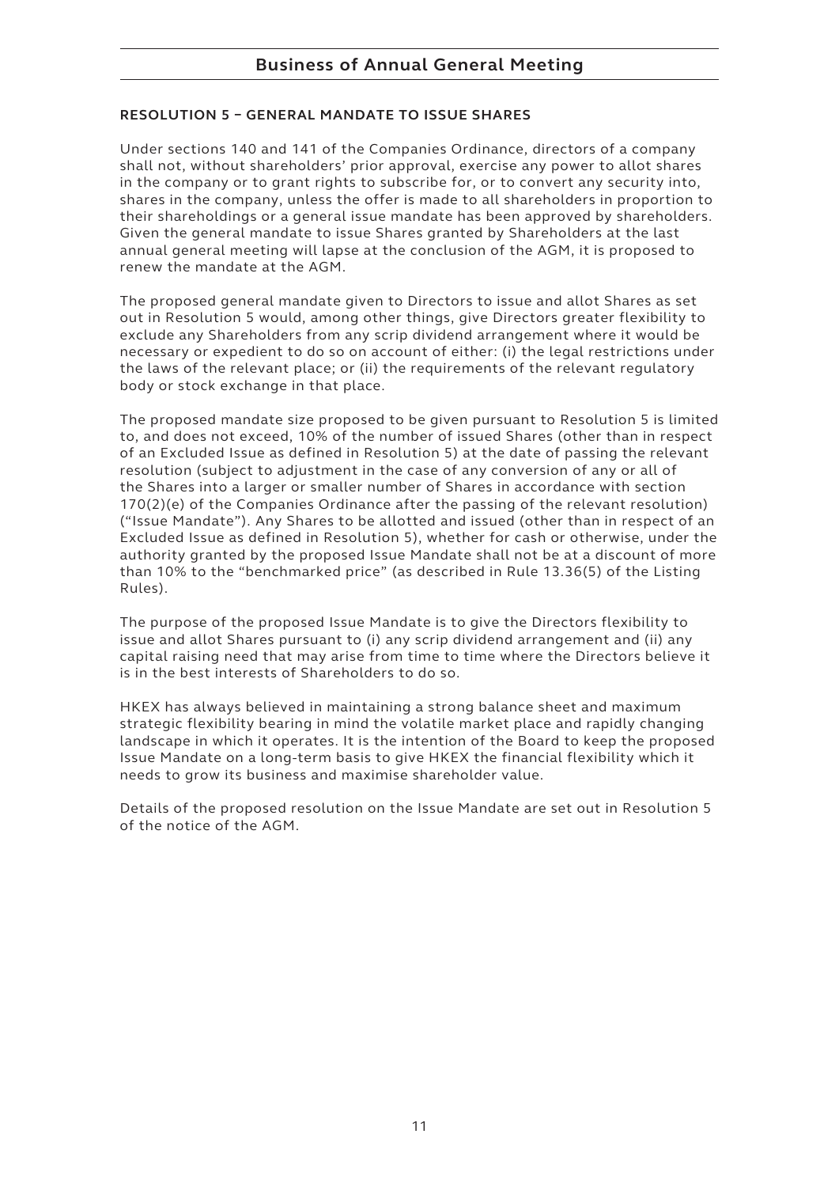### RESOLUTION 5 – GENERAL MANDATE TO ISSUE SHARES

Under sections 140 and 141 of the Companies Ordinance, directors of a company shall not, without shareholders' prior approval, exercise any power to allot shares in the company or to grant rights to subscribe for, or to convert any security into, shares in the company, unless the offer is made to all shareholders in proportion to their shareholdings or a general issue mandate has been approved by shareholders. Given the general mandate to issue Shares granted by Shareholders at the last annual general meeting will lapse at the conclusion of the AGM, it is proposed to renew the mandate at the AGM.

The proposed general mandate given to Directors to issue and allot Shares as set out in Resolution 5 would, among other things, give Directors greater flexibility to exclude any Shareholders from any scrip dividend arrangement where it would be necessary or expedient to do so on account of either: (i) the legal restrictions under the laws of the relevant place; or (ii) the requirements of the relevant regulatory body or stock exchange in that place.

The proposed mandate size proposed to be given pursuant to Resolution 5 is limited to, and does not exceed, 10% of the number of issued Shares (other than in respect of an Excluded Issue as defined in Resolution 5) at the date of passing the relevant resolution (subject to adjustment in the case of any conversion of any or all of the Shares into a larger or smaller number of Shares in accordance with section 170(2)(e) of the Companies Ordinance after the passing of the relevant resolution) ("Issue Mandate"). Any Shares to be allotted and issued (other than in respect of an Excluded Issue as defined in Resolution 5), whether for cash or otherwise, under the authority granted by the proposed Issue Mandate shall not be at a discount of more than 10% to the "benchmarked price" (as described in Rule 13.36(5) of the Listing Rules).

The purpose of the proposed Issue Mandate is to give the Directors flexibility to issue and allot Shares pursuant to (i) any scrip dividend arrangement and (ii) any capital raising need that may arise from time to time where the Directors believe it is in the best interests of Shareholders to do so.

HKEX has always believed in maintaining a strong balance sheet and maximum strategic flexibility bearing in mind the volatile market place and rapidly changing landscape in which it operates. It is the intention of the Board to keep the proposed Issue Mandate on a long-term basis to give HKEX the financial flexibility which it needs to grow its business and maximise shareholder value.

Details of the proposed resolution on the Issue Mandate are set out in Resolution 5 of the notice of the AGM.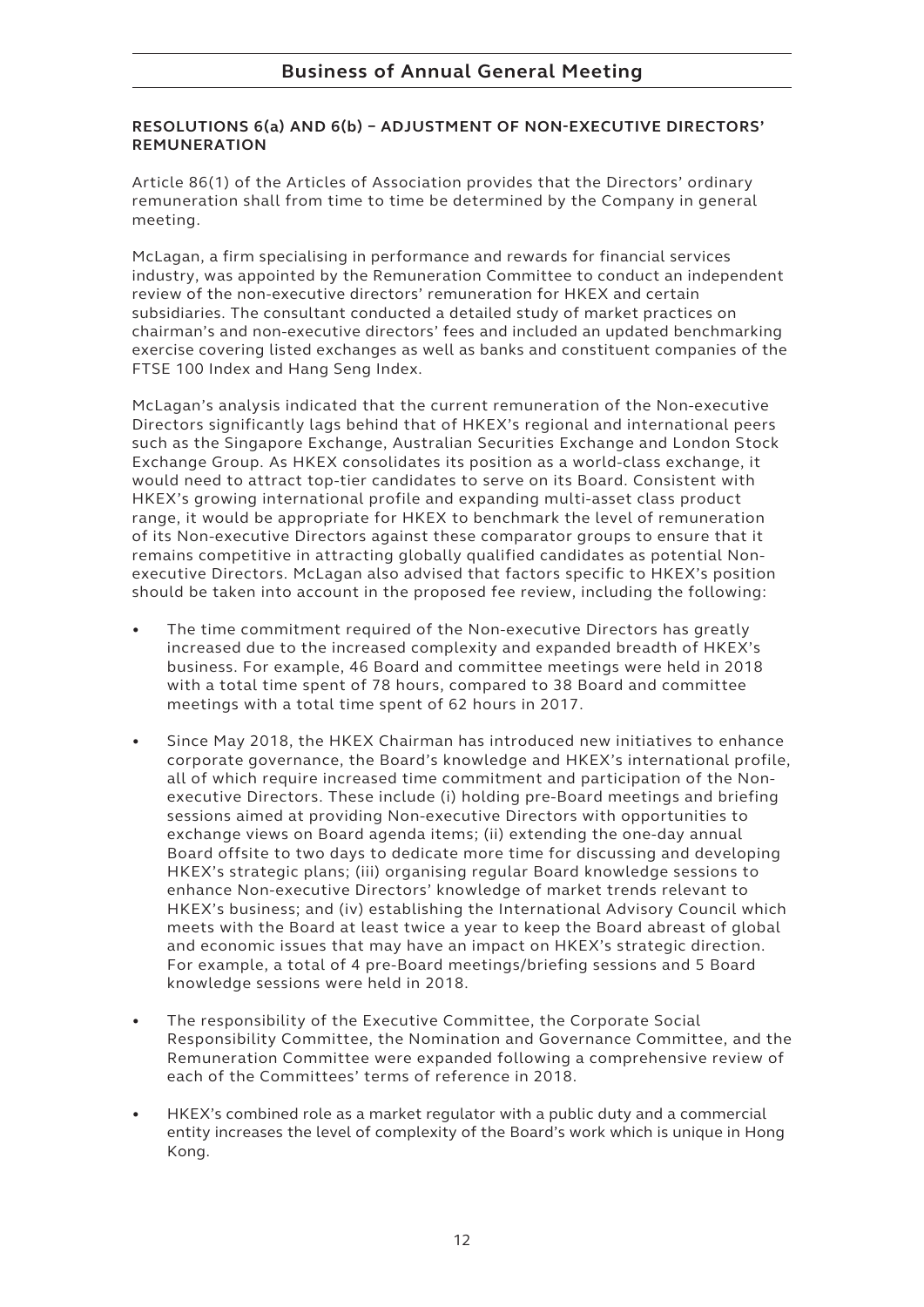## RESOLUTIONS 6(a) AND 6(b) – ADJUSTMENT OF NON-EXECUTIVE DIRECTORS' REMUNERATION

Article 86(1) of the Articles of Association provides that the Directors' ordinary remuneration shall from time to time be determined by the Company in general meeting.

McLagan, a firm specialising in performance and rewards for financial services industry, was appointed by the Remuneration Committee to conduct an independent review of the non-executive directors' remuneration for HKEX and certain subsidiaries. The consultant conducted a detailed study of market practices on chairman's and non-executive directors' fees and included an updated benchmarking exercise covering listed exchanges as well as banks and constituent companies of the FTSE 100 Index and Hang Seng Index.

McLagan's analysis indicated that the current remuneration of the Non-executive Directors significantly lags behind that of HKEX's regional and international peers such as the Singapore Exchange, Australian Securities Exchange and London Stock Exchange Group. As HKEX consolidates its position as a world-class exchange, it would need to attract top-tier candidates to serve on its Board. Consistent with HKEX's growing international profile and expanding multi-asset class product range, it would be appropriate for HKEX to benchmark the level of remuneration of its Non-executive Directors against these comparator groups to ensure that it remains competitive in attracting globally qualified candidates as potential Non-executive Directors. McLagan also advised that factors specific to HKEX's position should be taken into account in the proposed fee review, including the following:

- The time commitment required of the Non-executive Directors has greatly increased due to the increased complexity and expanded breadth of HKEX's business. For example, 46 Board and committee meetings were held in 2018 with a total time spent of 78 hours, compared to 38 Board and committee meetings with a total time spent of 62 hours in 2017.
- Since May 2018, the HKEX Chairman has introduced new initiatives to enhance corporate governance, the Board's knowledge and HKEX's international profile, all of which require increased time commitment and participation of the Non-executive Directors. These include (i) holding pre-Board meetings and briefing sessions aimed at providing Non-executive Directors with opportunities to exchange views on Board agenda items; (ii) extending the one-day annual Board offsite to two days to dedicate more time for discussing and developing HKEX's strategic plans; (iii) organising regular Board knowledge sessions to enhance Non-executive Directors' knowledge of market trends relevant to HKEX's business; and (iv) establishing the International Advisory Council which meets with the Board at least twice a year to keep the Board abreast of global and economic issues that may have an impact on HKEX's strategic direction. For example, a total of 4 pre-Board meetings/briefing sessions and 5 Board knowledge sessions were held in 2018.
- The responsibility of the Executive Committee, the Corporate Social Responsibility Committee, the Nomination and Governance Committee, and the Remuneration Committee were expanded following a comprehensive review of each of the Committees' terms of reference in 2018.
- HKEX's combined role as a market regulator with a public duty and a commercial entity increases the level of complexity of the Board's work which is unique in Hong Kong.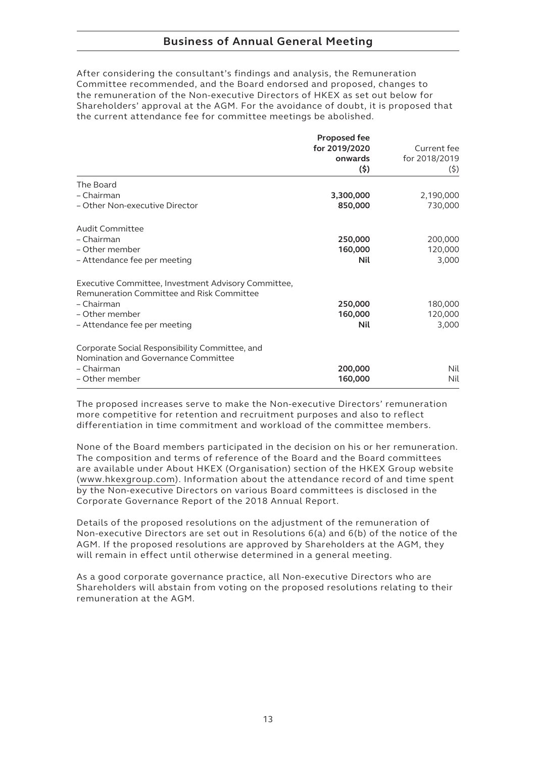## Business of Annual General Meeting

After considering the consultant's findings and analysis, the Remuneration Committee recommended, and the Board endorsed and proposed, changes to the remuneration of the Non-executive Directors of HKEX as set out below for Shareholders' approval at the AGM. For the avoidance of doubt, it is proposed that the current attendance fee for committee meetings be abolished.

| | **Proposed fee for 2019/2020 onwards ($)** | Current fee for 2018/2019 ($) |
|---|---|---|
| The Board | | |
| – Chairman | **3,300,000** | 2,190,000 |
| – Other Non-executive Director | **850,000** | 730,000 |
| Audit Committee | | |
| – Chairman | **250,000** | 200,000 |
| – Other member | **160,000** | 120,000 |
| – Attendance fee per meeting | **Nil** | 3,000 |
| Executive Committee, Investment Advisory Committee, Remuneration Committee and Risk Committee | | |
| – Chairman | **250,000** | 180,000 |
| – Other member | **160,000** | 120,000 |
| – Attendance fee per meeting | **Nil** | 3,000 |
| Corporate Social Responsibility Committee, and Nomination and Governance Committee | | |
| – Chairman | **200,000** | Nil |
| – Other member | **160,000** | Nil |

The proposed increases serve to make the Non-executive Directors' remuneration more competitive for retention and recruitment purposes and also to reflect differentiation in time commitment and workload of the committee members.

None of the Board members participated in the decision on his or her remuneration. The composition and terms of reference of the Board and the Board committees are available under About HKEX (Organisation) section of the HKEX Group website (www.hkexgroup.com). Information about the attendance record of and time spent by the Non-executive Directors on various Board committees is disclosed in the Corporate Governance Report of the 2018 Annual Report.

Details of the proposed resolutions on the adjustment of the remuneration of Non-executive Directors are set out in Resolutions 6(a) and 6(b) of the notice of the AGM. If the proposed resolutions are approved by Shareholders at the AGM, they will remain in effect until otherwise determined in a general meeting.

As a good corporate governance practice, all Non-executive Directors who are Shareholders will abstain from voting on the proposed resolutions relating to their remuneration at the AGM.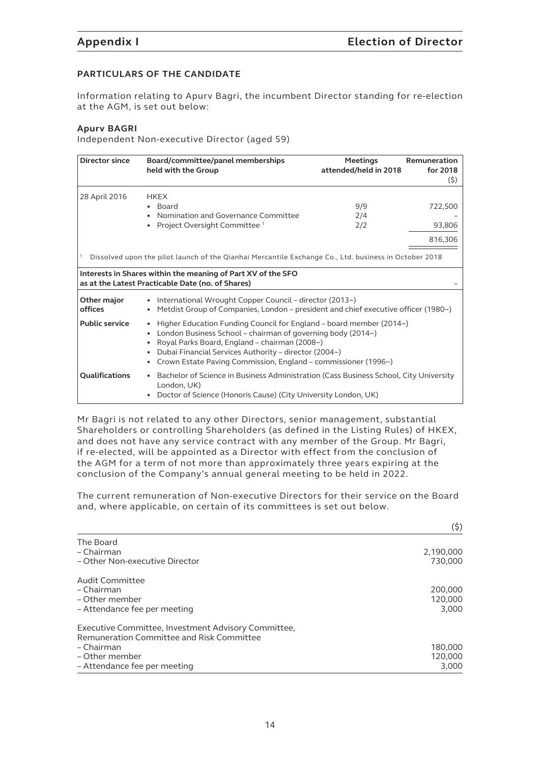## PARTICULARS OF THE CANDIDATE

Information relating to Apurv Bagri, the incumbent Director standing for re-election at the AGM, is set out below:

### Apurv BAGRI

Independent Non-executive Director (aged 59)

| Director since | Board/committee/panel memberships held with the Group | Meetings attended/held in 2018 | Remuneration for 2018 ($) |
|---|---|---|---|
| 28 April 2016 | HKEX | | |
| | • Board | 9/9 | 722,500 |
| | • Nomination and Governance Committee | 2/4 | – |
| | • Project Oversight Committee [1] | 2/2 | 93,806 |
| | | | 816,306 |

[1] Dissolved upon the pilot launch of the Qianhai Mercantile Exchange Co., Ltd. business in October 2018

| | |
|---|---|
| **Interests in Shares within the meaning of Part XV of the SFO as at the Latest Practicable Date (no. of Shares)** | – |
| **Other major offices** | • International Wrought Copper Council – director (2013~)<br>• Metdist Group of Companies, London – president and chief executive officer (1980~) |
| **Public service** | • Higher Education Funding Council for England – board member (2014~)<br>• London Business School – chairman of governing body (2014~)<br>• Royal Parks Board, England – chairman (2008~)<br>• Dubai Financial Services Authority – director (2004~)<br>• Crown Estate Paving Commission, England – commissioner (1996~) |
| **Qualifications** | • Bachelor of Science in Business Administration (Cass Business School, City University London, UK)<br>• Doctor of Science (Honoris Cause) (City University London, UK) |

Mr Bagri is not related to any other Directors, senior management, substantial Shareholders or controlling Shareholders (as defined in the Listing Rules) of HKEX, and does not have any service contract with any member of the Group. Mr Bagri, if re-elected, will be appointed as a Director with effect from the conclusion of the AGM for a term of not more than approximately three years expiring at the conclusion of the Company's annual general meeting to be held in 2022.

The current remuneration of Non-executive Directors for their service on the Board and, where applicable, on certain of its committees is set out below.

| | ($) |
|---|---|
| The Board | |
| – Chairman | 2,190,000 |
| – Other Non-executive Director | 730,000 |
| Audit Committee | |
| – Chairman | 200,000 |
| – Other member | 120,000 |
| – Attendance fee per meeting | 3,000 |
| Executive Committee, Investment Advisory Committee, Remuneration Committee and Risk Committee | |
| – Chairman | 180,000 |
| – Other member | 120,000 |
| – Attendance fee per meeting | 3,000 |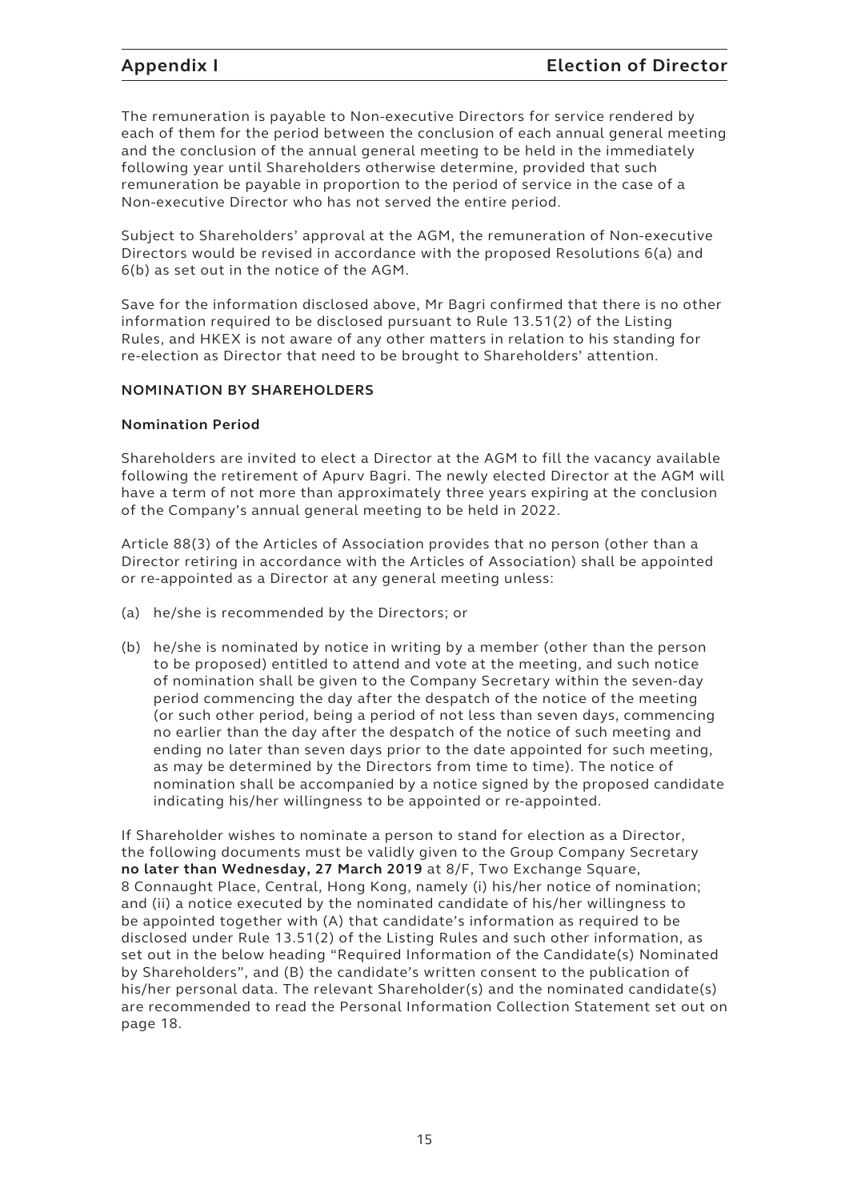The remuneration is payable to Non-executive Directors for service rendered by each of them for the period between the conclusion of each annual general meeting and the conclusion of the annual general meeting to be held in the immediately following year until Shareholders otherwise determine, provided that such remuneration be payable in proportion to the period of service in the case of a Non-executive Director who has not served the entire period.

Subject to Shareholders' approval at the AGM, the remuneration of Non-executive Directors would be revised in accordance with the proposed Resolutions 6(a) and 6(b) as set out in the notice of the AGM.

Save for the information disclosed above, Mr Bagri confirmed that there is no other information required to be disclosed pursuant to Rule 13.51(2) of the Listing Rules, and HKEX is not aware of any other matters in relation to his standing for re-election as Director that need to be brought to Shareholders' attention.

## NOMINATION BY SHAREHOLDERS

### Nomination Period

Shareholders are invited to elect a Director at the AGM to fill the vacancy available following the retirement of Apurv Bagri. The newly elected Director at the AGM will have a term of not more than approximately three years expiring at the conclusion of the Company's annual general meeting to be held in 2022.

Article 88(3) of the Articles of Association provides that no person (other than a Director retiring in accordance with the Articles of Association) shall be appointed or re-appointed as a Director at any general meeting unless:

(a) he/she is recommended by the Directors; or

(b) he/she is nominated by notice in writing by a member (other than the person to be proposed) entitled to attend and vote at the meeting, and such notice of nomination shall be given to the Company Secretary within the seven-day period commencing the day after the despatch of the notice of the meeting (or such other period, being a period of not less than seven days, commencing no earlier than the day after the despatch of the notice of such meeting and ending no later than seven days prior to the date appointed for such meeting, as may be determined by the Directors from time to time). The notice of nomination shall be accompanied by a notice signed by the proposed candidate indicating his/her willingness to be appointed or re-appointed.

If Shareholder wishes to nominate a person to stand for election as a Director, the following documents must be validly given to the Group Company Secretary **no later than Wednesday, 27 March 2019** at 8/F, Two Exchange Square, 8 Connaught Place, Central, Hong Kong, namely (i) his/her notice of nomination; and (ii) a notice executed by the nominated candidate of his/her willingness to be appointed together with (A) that candidate's information as required to be disclosed under Rule 13.51(2) of the Listing Rules and such other information, as set out in the below heading "Required Information of the Candidate(s) Nominated by Shareholders", and (B) the candidate's written consent to the publication of his/her personal data. The relevant Shareholder(s) and the nominated candidate(s) are recommended to read the Personal Information Collection Statement set out on page 18.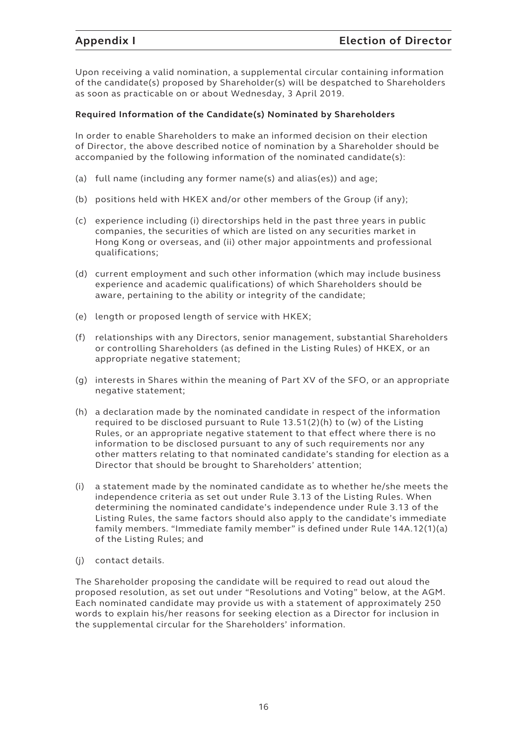Upon receiving a valid nomination, a supplemental circular containing information of the candidate(s) proposed by Shareholder(s) will be despatched to Shareholders as soon as practicable on or about Wednesday, 3 April 2019.

**Required Information of the Candidate(s) Nominated by Shareholders**

In order to enable Shareholders to make an informed decision on their election of Director, the above described notice of nomination by a Shareholder should be accompanied by the following information of the nominated candidate(s):

(a) full name (including any former name(s) and alias(es)) and age;

(b) positions held with HKEX and/or other members of the Group (if any);

(c) experience including (i) directorships held in the past three years in public companies, the securities of which are listed on any securities market in Hong Kong or overseas, and (ii) other major appointments and professional qualifications;

(d) current employment and such other information (which may include business experience and academic qualifications) of which Shareholders should be aware, pertaining to the ability or integrity of the candidate;

(e) length or proposed length of service with HKEX;

(f) relationships with any Directors, senior management, substantial Shareholders or controlling Shareholders (as defined in the Listing Rules) of HKEX, or an appropriate negative statement;

(g) interests in Shares within the meaning of Part XV of the SFO, or an appropriate negative statement;

(h) a declaration made by the nominated candidate in respect of the information required to be disclosed pursuant to Rule 13.51(2)(h) to (w) of the Listing Rules, or an appropriate negative statement to that effect where there is no information to be disclosed pursuant to any of such requirements nor any other matters relating to that nominated candidate's standing for election as a Director that should be brought to Shareholders' attention;

(i) a statement made by the nominated candidate as to whether he/she meets the independence criteria as set out under Rule 3.13 of the Listing Rules. When determining the nominated candidate's independence under Rule 3.13 of the Listing Rules, the same factors should also apply to the candidate's immediate family members. "Immediate family member" is defined under Rule 14A.12(1)(a) of the Listing Rules; and

(j) contact details.

The Shareholder proposing the candidate will be required to read out aloud the proposed resolution, as set out under "Resolutions and Voting" below, at the AGM. Each nominated candidate may provide us with a statement of approximately 250 words to explain his/her reasons for seeking election as a Director for inclusion in the supplemental circular for the Shareholders' information.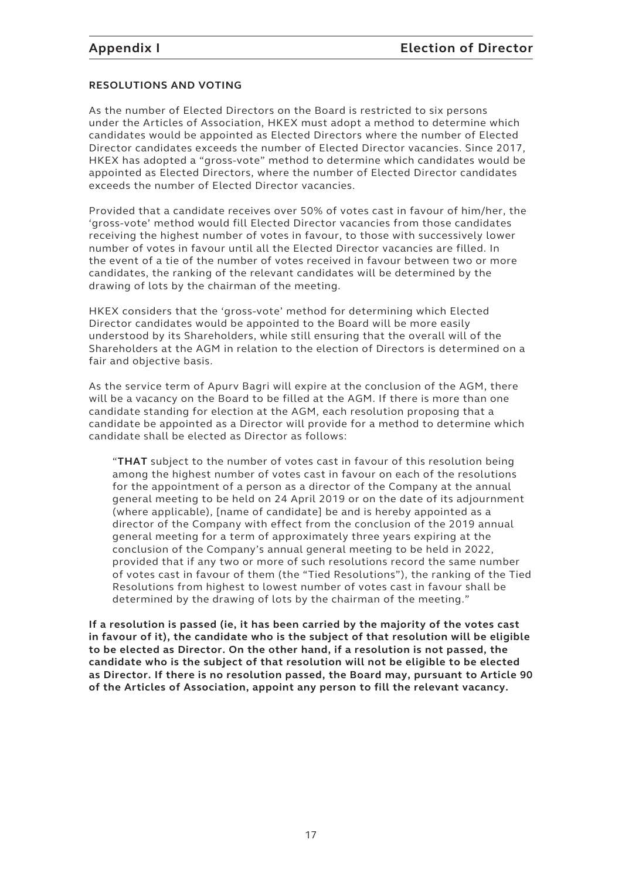## RESOLUTIONS AND VOTING

As the number of Elected Directors on the Board is restricted to six persons under the Articles of Association, HKEX must adopt a method to determine which candidates would be appointed as Elected Directors where the number of Elected Director candidates exceeds the number of Elected Director vacancies. Since 2017, HKEX has adopted a "gross-vote" method to determine which candidates would be appointed as Elected Directors, where the number of Elected Director candidates exceeds the number of Elected Director vacancies.

Provided that a candidate receives over 50% of votes cast in favour of him/her, the 'gross-vote' method would fill Elected Director vacancies from those candidates receiving the highest number of votes in favour, to those with successively lower number of votes in favour until all the Elected Director vacancies are filled. In the event of a tie of the number of votes received in favour between two or more candidates, the ranking of the relevant candidates will be determined by the drawing of lots by the chairman of the meeting.

HKEX considers that the 'gross-vote' method for determining which Elected Director candidates would be appointed to the Board will be more easily understood by its Shareholders, while still ensuring that the overall will of the Shareholders at the AGM in relation to the election of Directors is determined on a fair and objective basis.

As the service term of Apurv Bagri will expire at the conclusion of the AGM, there will be a vacancy on the Board to be filled at the AGM. If there is more than one candidate standing for election at the AGM, each resolution proposing that a candidate be appointed as a Director will provide for a method to determine which candidate shall be elected as Director as follows:

> "**THAT** subject to the number of votes cast in favour of this resolution being among the highest number of votes cast in favour on each of the resolutions for the appointment of a person as a director of the Company at the annual general meeting to be held on 24 April 2019 or on the date of its adjournment (where applicable), [name of candidate] be and is hereby appointed as a director of the Company with effect from the conclusion of the 2019 annual general meeting for a term of approximately three years expiring at the conclusion of the Company's annual general meeting to be held in 2022, provided that if any two or more of such resolutions record the same number of votes cast in favour of them (the "Tied Resolutions"), the ranking of the Tied Resolutions from highest to lowest number of votes cast in favour shall be determined by the drawing of lots by the chairman of the meeting."

**If a resolution is passed (ie, it has been carried by the majority of the votes cast in favour of it), the candidate who is the subject of that resolution will be eligible to be elected as Director. On the other hand, if a resolution is not passed, the candidate who is the subject of that resolution will not be eligible to be elected as Director. If there is no resolution passed, the Board may, pursuant to Article 90 of the Articles of Association, appoint any person to fill the relevant vacancy.**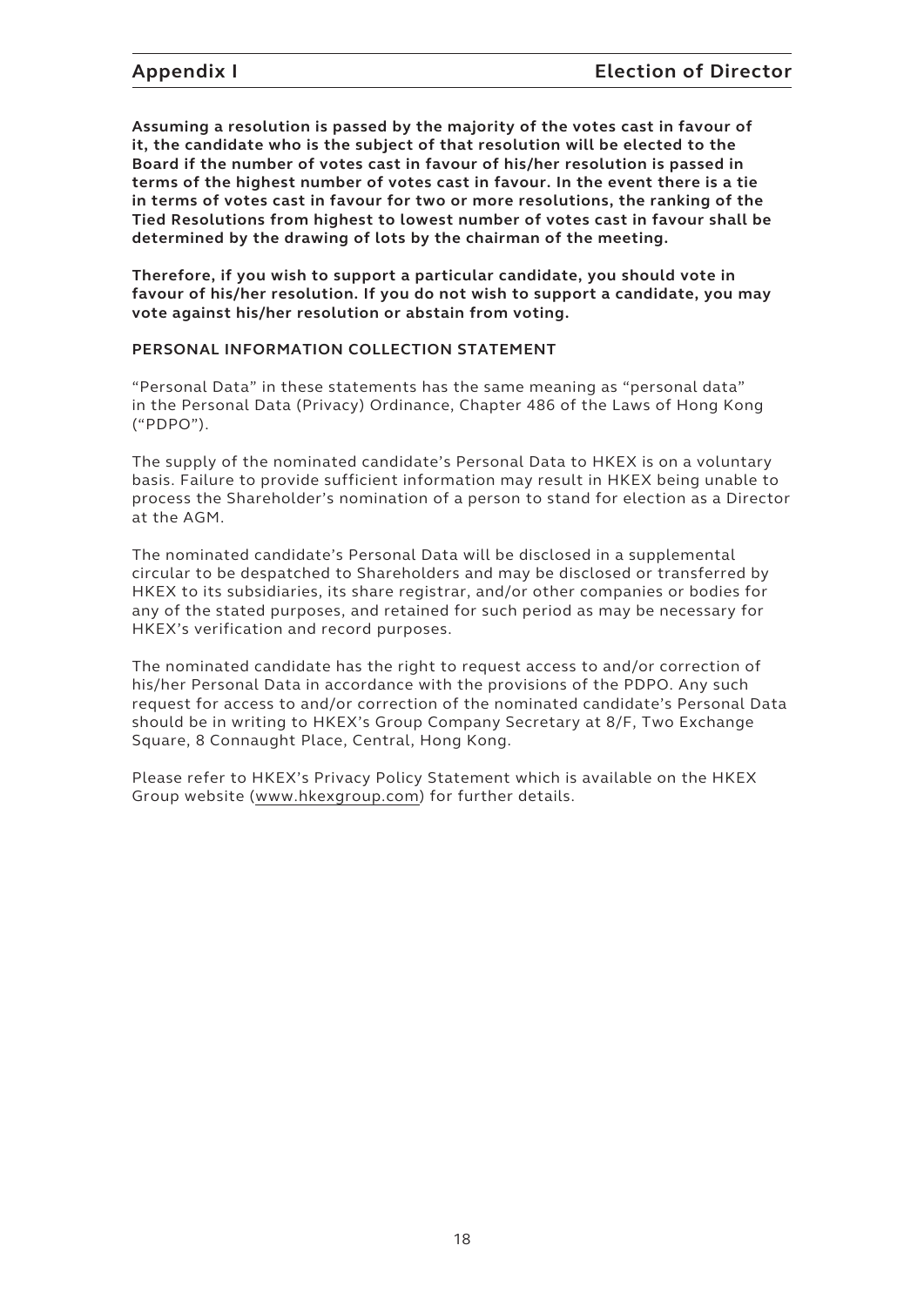**Assuming a resolution is passed by the majority of the votes cast in favour of it, the candidate who is the subject of that resolution will be elected to the Board if the number of votes cast in favour of his/her resolution is passed in terms of the highest number of votes cast in favour. In the event there is a tie in terms of votes cast in favour for two or more resolutions, the ranking of the Tied Resolutions from highest to lowest number of votes cast in favour shall be determined by the drawing of lots by the chairman of the meeting.**

**Therefore, if you wish to support a particular candidate, you should vote in favour of his/her resolution. If you do not wish to support a candidate, you may vote against his/her resolution or abstain from voting.**

**PERSONAL INFORMATION COLLECTION STATEMENT**

"Personal Data" in these statements has the same meaning as "personal data" in the Personal Data (Privacy) Ordinance, Chapter 486 of the Laws of Hong Kong ("PDPO").

The supply of the nominated candidate's Personal Data to HKEX is on a voluntary basis. Failure to provide sufficient information may result in HKEX being unable to process the Shareholder's nomination of a person to stand for election as a Director at the AGM.

The nominated candidate's Personal Data will be disclosed in a supplemental circular to be despatched to Shareholders and may be disclosed or transferred by HKEX to its subsidiaries, its share registrar, and/or other companies or bodies for any of the stated purposes, and retained for such period as may be necessary for HKEX's verification and record purposes.

The nominated candidate has the right to request access to and/or correction of his/her Personal Data in accordance with the provisions of the PDPO. Any such request for access to and/or correction of the nominated candidate's Personal Data should be in writing to HKEX's Group Company Secretary at 8/F, Two Exchange Square, 8 Connaught Place, Central, Hong Kong.

Please refer to HKEX's Privacy Policy Statement which is available on the HKEX Group website (www.hkexgroup.com) for further details.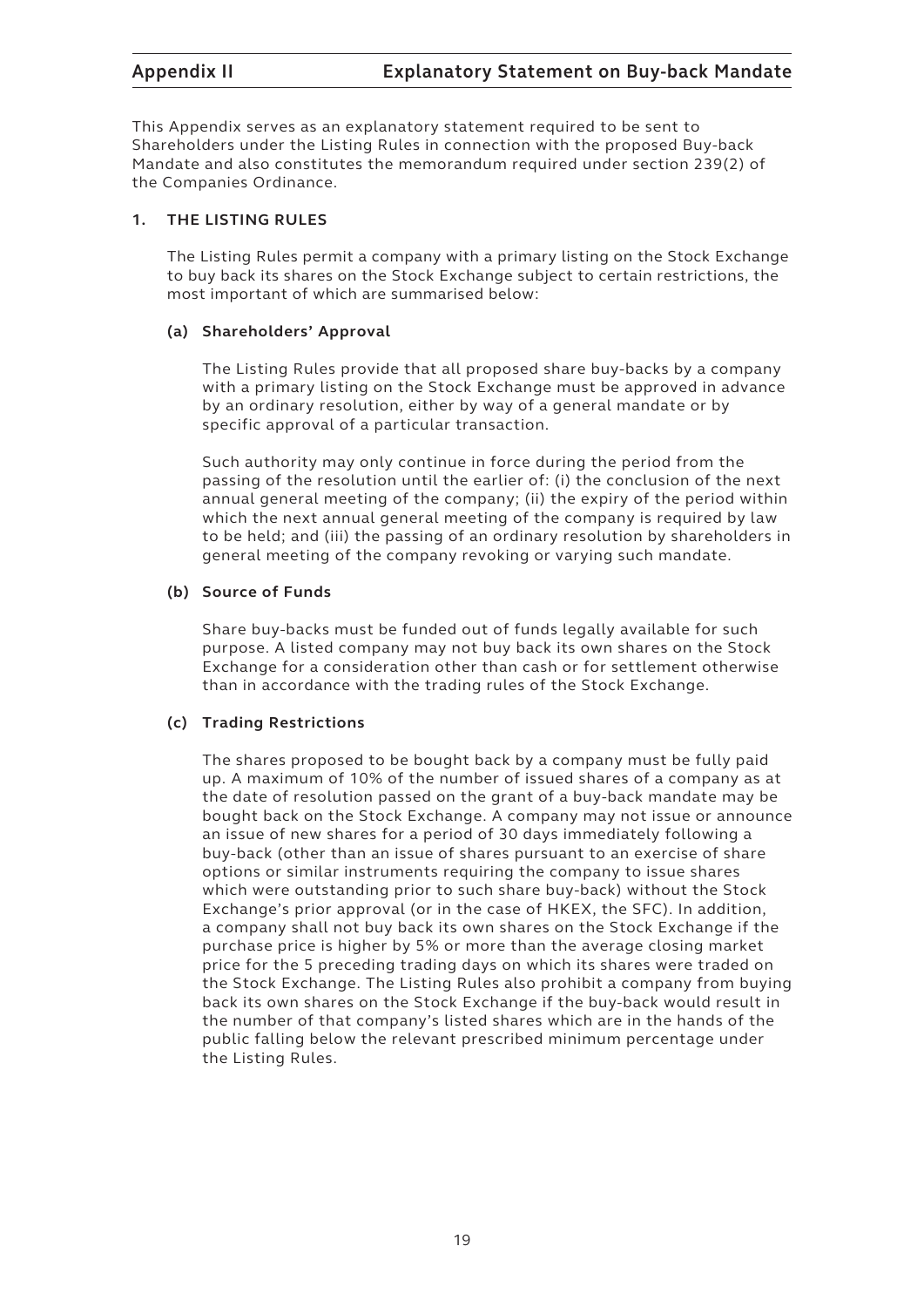# Appendix II Explanatory Statement on Buy-back Mandate

This Appendix serves as an explanatory statement required to be sent to Shareholders under the Listing Rules in connection with the proposed Buy-back Mandate and also constitutes the memorandum required under section 239(2) of the Companies Ordinance.

## 1. THE LISTING RULES

The Listing Rules permit a company with a primary listing on the Stock Exchange to buy back its shares on the Stock Exchange subject to certain restrictions, the most important of which are summarised below:

### (a) Shareholders' Approval

The Listing Rules provide that all proposed share buy-backs by a company with a primary listing on the Stock Exchange must be approved in advance by an ordinary resolution, either by way of a general mandate or by specific approval of a particular transaction.

Such authority may only continue in force during the period from the passing of the resolution until the earlier of: (i) the conclusion of the next annual general meeting of the company; (ii) the expiry of the period within which the next annual general meeting of the company is required by law to be held; and (iii) the passing of an ordinary resolution by shareholders in general meeting of the company revoking or varying such mandate.

### (b) Source of Funds

Share buy-backs must be funded out of funds legally available for such purpose. A listed company may not buy back its own shares on the Stock Exchange for a consideration other than cash or for settlement otherwise than in accordance with the trading rules of the Stock Exchange.

### (c) Trading Restrictions

The shares proposed to be bought back by a company must be fully paid up. A maximum of 10% of the number of issued shares of a company as at the date of resolution passed on the grant of a buy-back mandate may be bought back on the Stock Exchange. A company may not issue or announce an issue of new shares for a period of 30 days immediately following a buy-back (other than an issue of shares pursuant to an exercise of share options or similar instruments requiring the company to issue shares which were outstanding prior to such share buy-back) without the Stock Exchange's prior approval (or in the case of HKEX, the SFC). In addition, a company shall not buy back its own shares on the Stock Exchange if the purchase price is higher by 5% or more than the average closing market price for the 5 preceding trading days on which its shares were traded on the Stock Exchange. The Listing Rules also prohibit a company from buying back its own shares on the Stock Exchange if the buy-back would result in the number of that company's listed shares which are in the hands of the public falling below the relevant prescribed minimum percentage under the Listing Rules.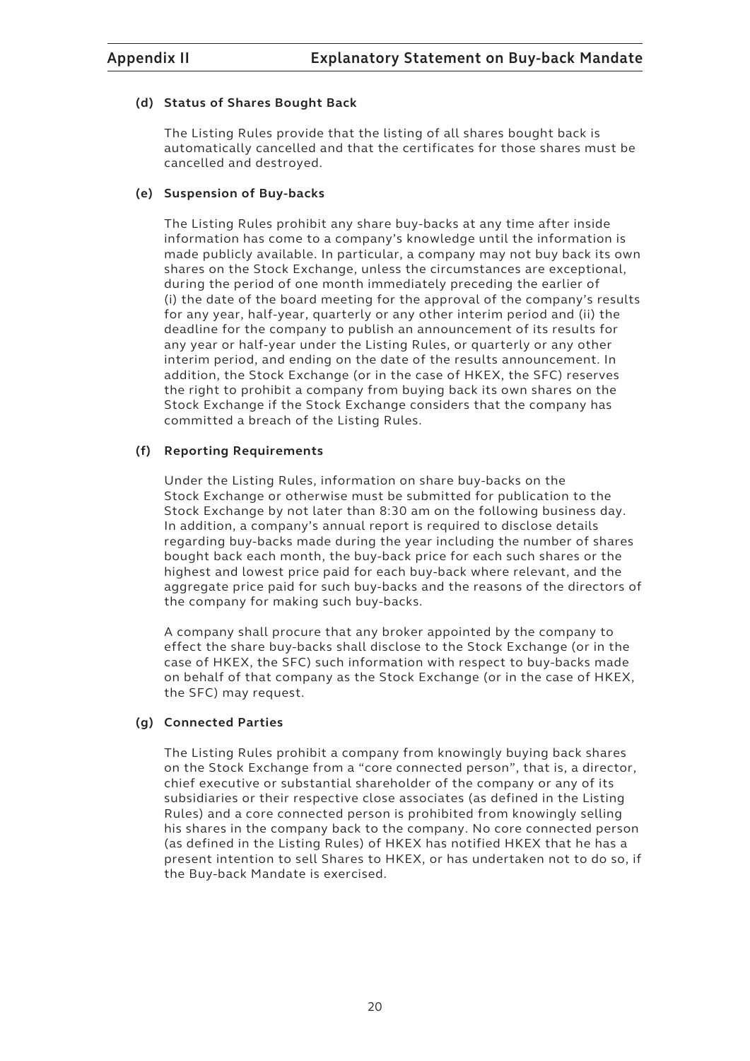#### (d) Status of Shares Bought Back

The Listing Rules provide that the listing of all shares bought back is automatically cancelled and that the certificates for those shares must be cancelled and destroyed.

#### (e) Suspension of Buy-backs

The Listing Rules prohibit any share buy-backs at any time after inside information has come to a company's knowledge until the information is made publicly available. In particular, a company may not buy back its own shares on the Stock Exchange, unless the circumstances are exceptional, during the period of one month immediately preceding the earlier of (i) the date of the board meeting for the approval of the company's results for any year, half-year, quarterly or any other interim period and (ii) the deadline for the company to publish an announcement of its results for any year or half-year under the Listing Rules, or quarterly or any other interim period, and ending on the date of the results announcement. In addition, the Stock Exchange (or in the case of HKEX, the SFC) reserves the right to prohibit a company from buying back its own shares on the Stock Exchange if the Stock Exchange considers that the company has committed a breach of the Listing Rules.

#### (f) Reporting Requirements

Under the Listing Rules, information on share buy-backs on the Stock Exchange or otherwise must be submitted for publication to the Stock Exchange by not later than 8:30 am on the following business day. In addition, a company's annual report is required to disclose details regarding buy-backs made during the year including the number of shares bought back each month, the buy-back price for each such shares or the highest and lowest price paid for each buy-back where relevant, and the aggregate price paid for such buy-backs and the reasons of the directors of the company for making such buy-backs.

A company shall procure that any broker appointed by the company to effect the share buy-backs shall disclose to the Stock Exchange (or in the case of HKEX, the SFC) such information with respect to buy-backs made on behalf of that company as the Stock Exchange (or in the case of HKEX, the SFC) may request.

#### (g) Connected Parties

The Listing Rules prohibit a company from knowingly buying back shares on the Stock Exchange from a "core connected person", that is, a director, chief executive or substantial shareholder of the company or any of its subsidiaries or their respective close associates (as defined in the Listing Rules) and a core connected person is prohibited from knowingly selling his shares in the company back to the company. No core connected person (as defined in the Listing Rules) of HKEX has notified HKEX that he has a present intention to sell Shares to HKEX, or has undertaken not to do so, if the Buy-back Mandate is exercised.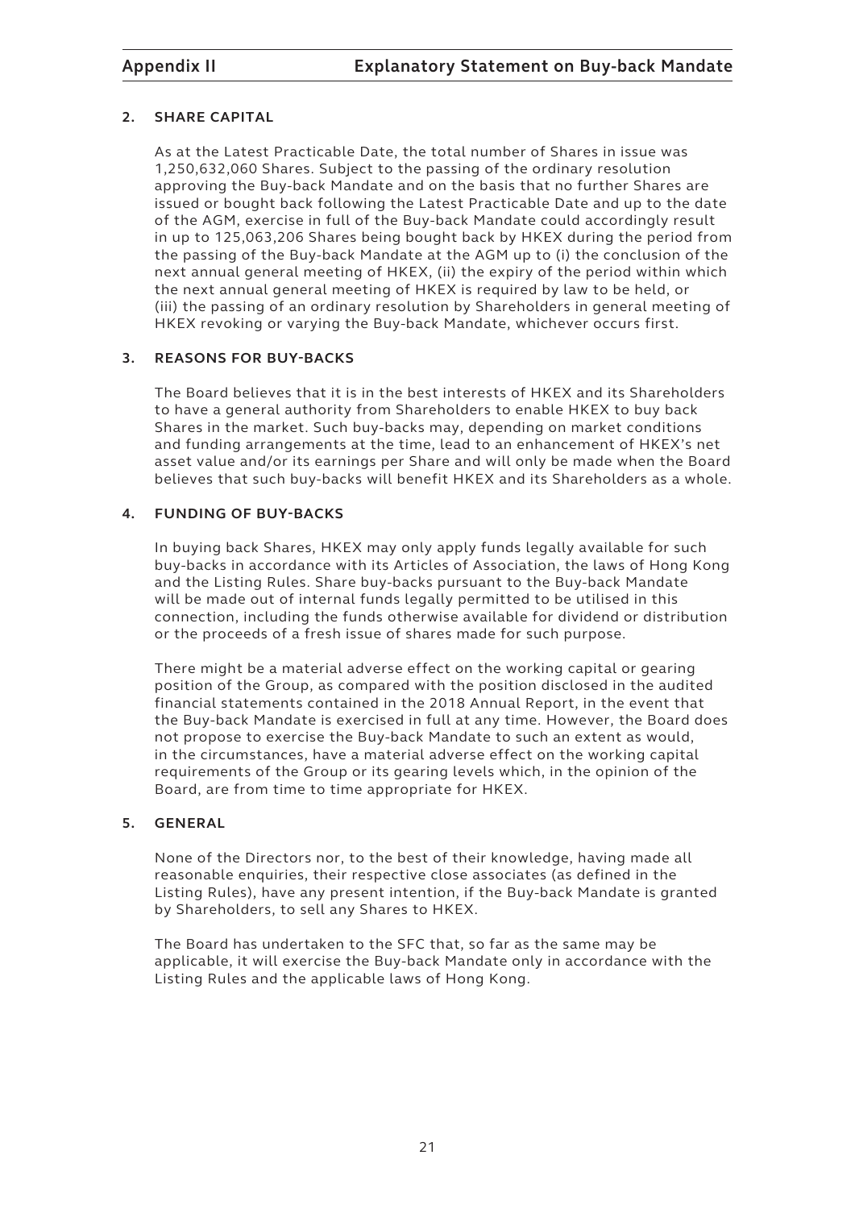## 2. SHARE CAPITAL

As at the Latest Practicable Date, the total number of Shares in issue was 1,250,632,060 Shares. Subject to the passing of the ordinary resolution approving the Buy-back Mandate and on the basis that no further Shares are issued or bought back following the Latest Practicable Date and up to the date of the AGM, exercise in full of the Buy-back Mandate could accordingly result in up to 125,063,206 Shares being bought back by HKEX during the period from the passing of the Buy-back Mandate at the AGM up to (i) the conclusion of the next annual general meeting of HKEX, (ii) the expiry of the period within which the next annual general meeting of HKEX is required by law to be held, or (iii) the passing of an ordinary resolution by Shareholders in general meeting of HKEX revoking or varying the Buy-back Mandate, whichever occurs first.

## 3. REASONS FOR BUY-BACKS

The Board believes that it is in the best interests of HKEX and its Shareholders to have a general authority from Shareholders to enable HKEX to buy back Shares in the market. Such buy-backs may, depending on market conditions and funding arrangements at the time, lead to an enhancement of HKEX's net asset value and/or its earnings per Share and will only be made when the Board believes that such buy-backs will benefit HKEX and its Shareholders as a whole.

## 4. FUNDING OF BUY-BACKS

In buying back Shares, HKEX may only apply funds legally available for such buy-backs in accordance with its Articles of Association, the laws of Hong Kong and the Listing Rules. Share buy-backs pursuant to the Buy-back Mandate will be made out of internal funds legally permitted to be utilised in this connection, including the funds otherwise available for dividend or distribution or the proceeds of a fresh issue of shares made for such purpose.

There might be a material adverse effect on the working capital or gearing position of the Group, as compared with the position disclosed in the audited financial statements contained in the 2018 Annual Report, in the event that the Buy-back Mandate is exercised in full at any time. However, the Board does not propose to exercise the Buy-back Mandate to such an extent as would, in the circumstances, have a material adverse effect on the working capital requirements of the Group or its gearing levels which, in the opinion of the Board, are from time to time appropriate for HKEX.

## 5. GENERAL

None of the Directors nor, to the best of their knowledge, having made all reasonable enquiries, their respective close associates (as defined in the Listing Rules), have any present intention, if the Buy-back Mandate is granted by Shareholders, to sell any Shares to HKEX.

The Board has undertaken to the SFC that, so far as the same may be applicable, it will exercise the Buy-back Mandate only in accordance with the Listing Rules and the applicable laws of Hong Kong.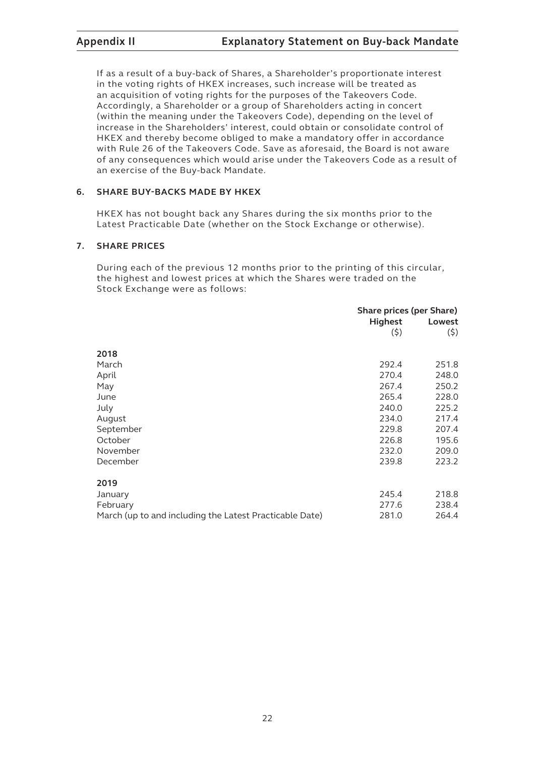If as a result of a buy-back of Shares, a Shareholder's proportionate interest in the voting rights of HKEX increases, such increase will be treated as an acquisition of voting rights for the purposes of the Takeovers Code. Accordingly, a Shareholder or a group of Shareholders acting in concert (within the meaning under the Takeovers Code), depending on the level of increase in the Shareholders' interest, could obtain or consolidate control of HKEX and thereby become obliged to make a mandatory offer in accordance with Rule 26 of the Takeovers Code. Save as aforesaid, the Board is not aware of any consequences which would arise under the Takeovers Code as a result of an exercise of the Buy-back Mandate.

## 6. SHARE BUY-BACKS MADE BY HKEX

HKEX has not bought back any Shares during the six months prior to the Latest Practicable Date (whether on the Stock Exchange or otherwise).

## 7. SHARE PRICES

During each of the previous 12 months prior to the printing of this circular, the highest and lowest prices at which the Shares were traded on the Stock Exchange were as follows:

| | Share prices (per Share) | |
|---|---|---|
| | Highest ($) | Lowest ($) |
| **2018** | | |
| March | 292.4 | 251.8 |
| April | 270.4 | 248.0 |
| May | 267.4 | 250.2 |
| June | 265.4 | 228.0 |
| July | 240.0 | 225.2 |
| August | 234.0 | 217.4 |
| September | 229.8 | 207.4 |
| October | 226.8 | 195.6 |
| November | 232.0 | 209.0 |
| December | 239.8 | 223.2 |
| **2019** | | |
| January | 245.4 | 218.8 |
| February | 277.6 | 238.4 |
| March (up to and including the Latest Practicable Date) | 281.0 | 264.4 |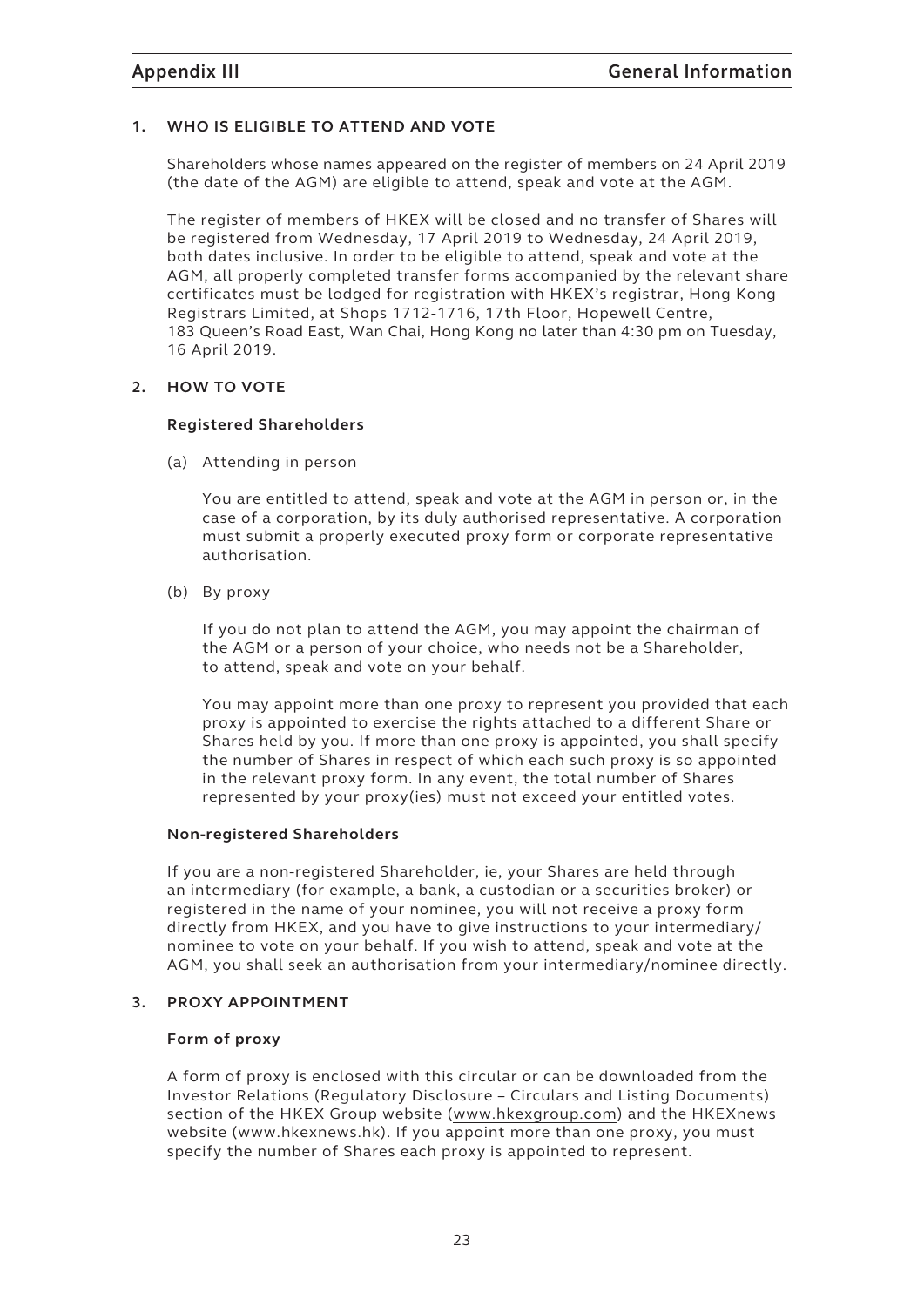## 1. WHO IS ELIGIBLE TO ATTEND AND VOTE

Shareholders whose names appeared on the register of members on 24 April 2019 (the date of the AGM) are eligible to attend, speak and vote at the AGM.

The register of members of HKEX will be closed and no transfer of Shares will be registered from Wednesday, 17 April 2019 to Wednesday, 24 April 2019, both dates inclusive. In order to be eligible to attend, speak and vote at the AGM, all properly completed transfer forms accompanied by the relevant share certificates must be lodged for registration with HKEX's registrar, Hong Kong Registrars Limited, at Shops 1712-1716, 17th Floor, Hopewell Centre, 183 Queen's Road East, Wan Chai, Hong Kong no later than 4:30 pm on Tuesday, 16 April 2019.

## 2. HOW TO VOTE

### Registered Shareholders

(a) Attending in person

You are entitled to attend, speak and vote at the AGM in person or, in the case of a corporation, by its duly authorised representative. A corporation must submit a properly executed proxy form or corporate representative authorisation.

(b) By proxy

If you do not plan to attend the AGM, you may appoint the chairman of the AGM or a person of your choice, who needs not be a Shareholder, to attend, speak and vote on your behalf.

You may appoint more than one proxy to represent you provided that each proxy is appointed to exercise the rights attached to a different Share or Shares held by you. If more than one proxy is appointed, you shall specify the number of Shares in respect of which each such proxy is so appointed in the relevant proxy form. In any event, the total number of Shares represented by your proxy(ies) must not exceed your entitled votes.

### Non-registered Shareholders

If you are a non-registered Shareholder, ie, your Shares are held through an intermediary (for example, a bank, a custodian or a securities broker) or registered in the name of your nominee, you will not receive a proxy form directly from HKEX, and you have to give instructions to your intermediary/nominee to vote on your behalf. If you wish to attend, speak and vote at the AGM, you shall seek an authorisation from your intermediary/nominee directly.

## 3. PROXY APPOINTMENT

### Form of proxy

A form of proxy is enclosed with this circular or can be downloaded from the Investor Relations (Regulatory Disclosure – Circulars and Listing Documents) section of the HKEX Group website (www.hkexgroup.com) and the HKEXnews website (www.hkexnews.hk). If you appoint more than one proxy, you must specify the number of Shares each proxy is appointed to represent.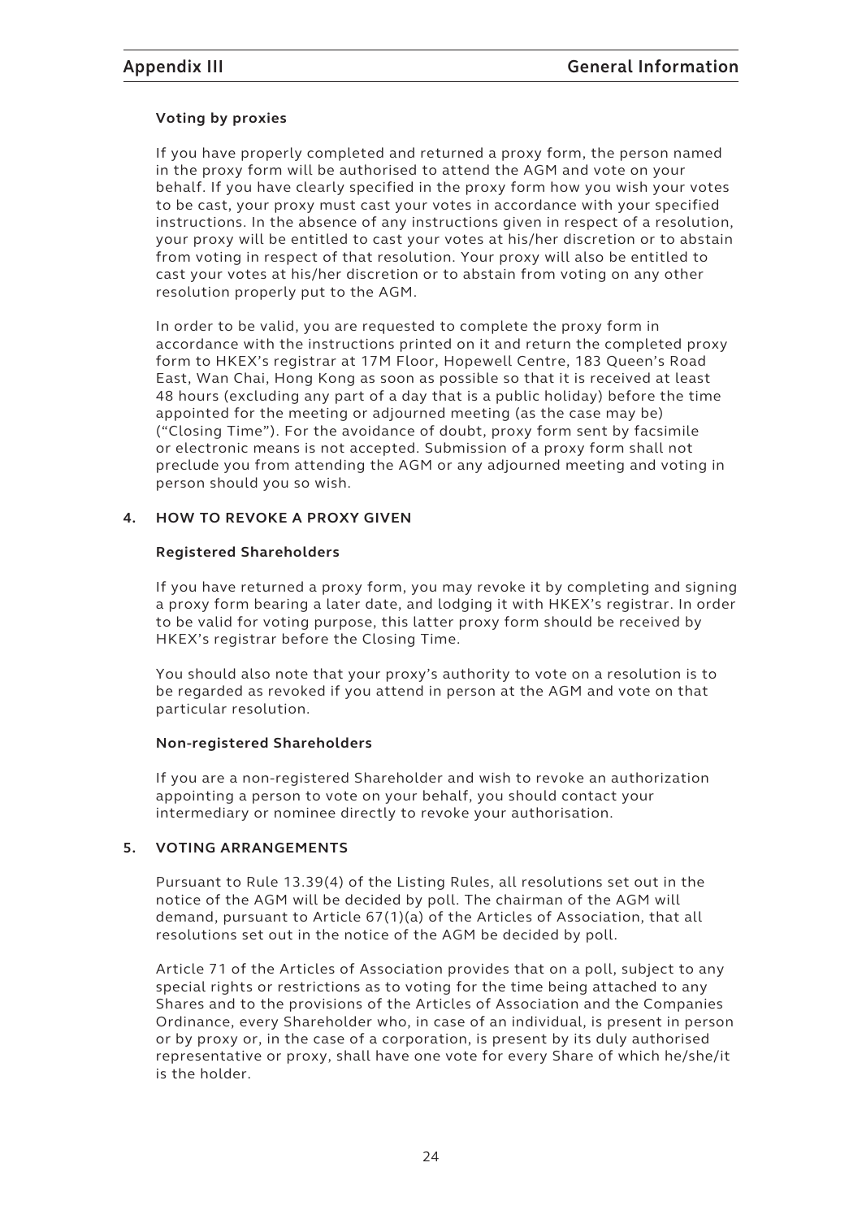### Voting by proxies

If you have properly completed and returned a proxy form, the person named in the proxy form will be authorised to attend the AGM and vote on your behalf. If you have clearly specified in the proxy form how you wish your votes to be cast, your proxy must cast your votes in accordance with your specified instructions. In the absence of any instructions given in respect of a resolution, your proxy will be entitled to cast your votes at his/her discretion or to abstain from voting in respect of that resolution. Your proxy will also be entitled to cast your votes at his/her discretion or to abstain from voting on any other resolution properly put to the AGM.

In order to be valid, you are requested to complete the proxy form in accordance with the instructions printed on it and return the completed proxy form to HKEX's registrar at 17M Floor, Hopewell Centre, 183 Queen's Road East, Wan Chai, Hong Kong as soon as possible so that it is received at least 48 hours (excluding any part of a day that is a public holiday) before the time appointed for the meeting or adjourned meeting (as the case may be) ("Closing Time"). For the avoidance of doubt, proxy form sent by facsimile or electronic means is not accepted. Submission of a proxy form shall not preclude you from attending the AGM or any adjourned meeting and voting in person should you so wish.

## 4. HOW TO REVOKE A PROXY GIVEN

### Registered Shareholders

If you have returned a proxy form, you may revoke it by completing and signing a proxy form bearing a later date, and lodging it with HKEX's registrar. In order to be valid for voting purpose, this latter proxy form should be received by HKEX's registrar before the Closing Time.

You should also note that your proxy's authority to vote on a resolution is to be regarded as revoked if you attend in person at the AGM and vote on that particular resolution.

### Non-registered Shareholders

If you are a non-registered Shareholder and wish to revoke an authorization appointing a person to vote on your behalf, you should contact your intermediary or nominee directly to revoke your authorisation.

## 5. VOTING ARRANGEMENTS

Pursuant to Rule 13.39(4) of the Listing Rules, all resolutions set out in the notice of the AGM will be decided by poll. The chairman of the AGM will demand, pursuant to Article 67(1)(a) of the Articles of Association, that all resolutions set out in the notice of the AGM be decided by poll.

Article 71 of the Articles of Association provides that on a poll, subject to any special rights or restrictions as to voting for the time being attached to any Shares and to the provisions of the Articles of Association and the Companies Ordinance, every Shareholder who, in case of an individual, is present in person or by proxy or, in the case of a corporation, is present by its duly authorised representative or proxy, shall have one vote for every Share of which he/she/it is the holder.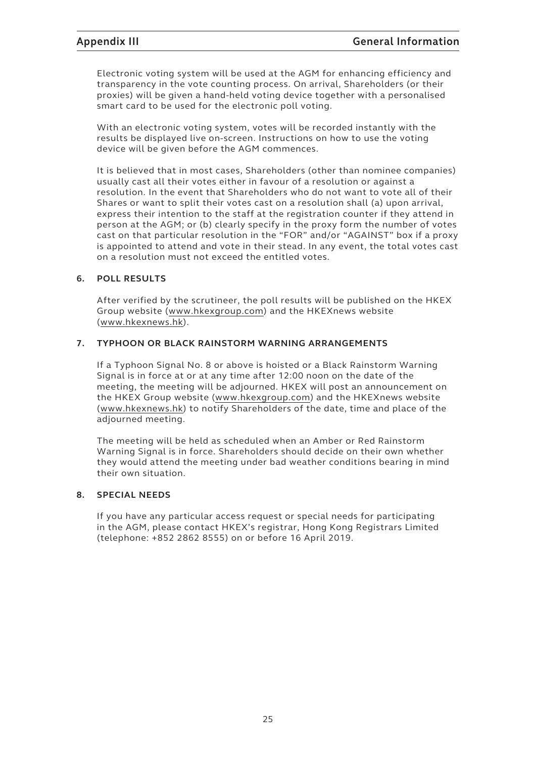Electronic voting system will be used at the AGM for enhancing efficiency and transparency in the vote counting process. On arrival, Shareholders (or their proxies) will be given a hand-held voting device together with a personalised smart card to be used for the electronic poll voting.

With an electronic voting system, votes will be recorded instantly with the results be displayed live on-screen. Instructions on how to use the voting device will be given before the AGM commences.

It is believed that in most cases, Shareholders (other than nominee companies) usually cast all their votes either in favour of a resolution or against a resolution. In the event that Shareholders who do not want to vote all of their Shares or want to split their votes cast on a resolution shall (a) upon arrival, express their intention to the staff at the registration counter if they attend in person at the AGM; or (b) clearly specify in the proxy form the number of votes cast on that particular resolution in the "FOR" and/or "AGAINST" box if a proxy is appointed to attend and vote in their stead. In any event, the total votes cast on a resolution must not exceed the entitled votes.

## 6. POLL RESULTS

After verified by the scrutineer, the poll results will be published on the HKEX Group website (www.hkexgroup.com) and the HKEXnews website (www.hkexnews.hk).

## 7. TYPHOON OR BLACK RAINSTORM WARNING ARRANGEMENTS

If a Typhoon Signal No. 8 or above is hoisted or a Black Rainstorm Warning Signal is in force at or at any time after 12:00 noon on the date of the meeting, the meeting will be adjourned. HKEX will post an announcement on the HKEX Group website (www.hkexgroup.com) and the HKEXnews website (www.hkexnews.hk) to notify Shareholders of the date, time and place of the adjourned meeting.

The meeting will be held as scheduled when an Amber or Red Rainstorm Warning Signal is in force. Shareholders should decide on their own whether they would attend the meeting under bad weather conditions bearing in mind their own situation.

## 8. SPECIAL NEEDS

If you have any particular access request or special needs for participating in the AGM, please contact HKEX's registrar, Hong Kong Registrars Limited (telephone: +852 2862 8555) on or before 16 April 2019.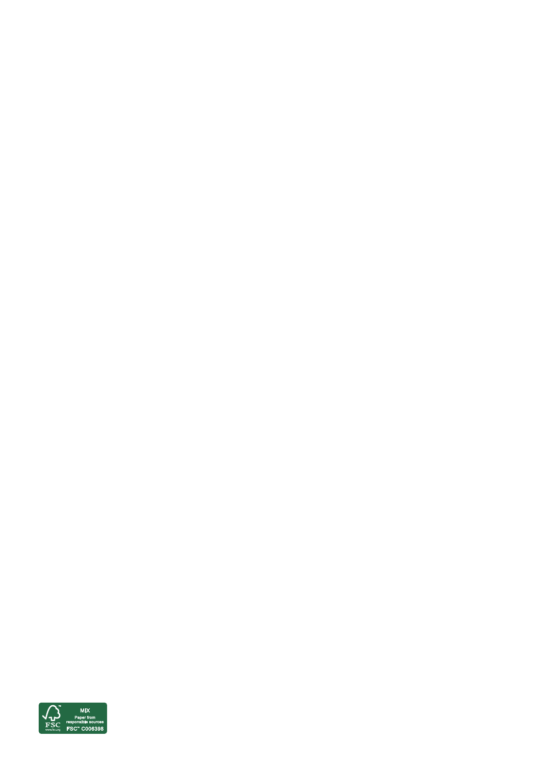MIX

Paper from responsible sources

FSC™ C006398

FSC

www.fsc.org